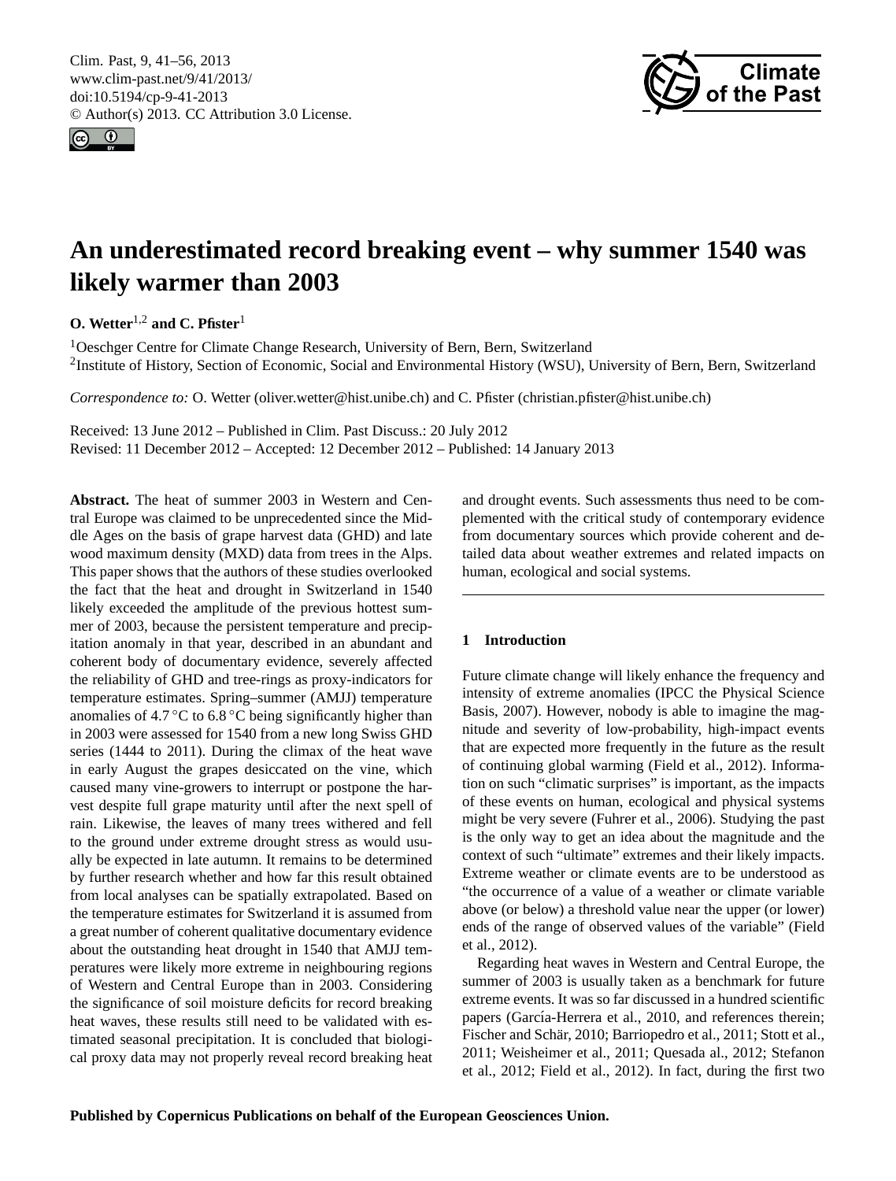# An underestimated record breaking event – why summer 1540 was likely warmer than 2003

**O. Wetter**[1,2] **and C. Pfister**[1]

[1]Oeschger Centre for Climate Change Research, University of Bern, Bern, Switzerland
[2]Institute of History, Section of Economic, Social and Environmental History (WSU), University of Bern, Bern, Switzerland

*Correspondence to:* O. Wetter (oliver.wetter@hist.unibe.ch) and C. Pfister (christian.pfister@hist.unibe.ch)

Received: 13 June 2012 – Published in Clim. Past Discuss.: 20 July 2012
Revised: 11 December 2012 – Accepted: 12 December 2012 – Published: 14 January 2013

**Abstract.** The heat of summer 2003 in Western and Central Europe was claimed to be unprecedented since the Middle Ages on the basis of grape harvest data (GHD) and late wood maximum density (MXD) data from trees in the Alps. This paper shows that the authors of these studies overlooked the fact that the heat and drought in Switzerland in 1540 likely exceeded the amplitude of the previous hottest summer of 2003, because the persistent temperature and precipitation anomaly in that year, described in an abundant and coherent body of documentary evidence, severely affected the reliability of GHD and tree-rings as proxy-indicators for temperature estimates. Spring–summer (AMJJ) temperature anomalies of 4.7 °C to 6.8 °C being significantly higher than in 2003 were assessed for 1540 from a new long Swiss GHD series (1444 to 2011). During the climax of the heat wave in early August the grapes desiccated on the vine, which caused many vine-growers to interrupt or postpone the harvest despite full grape maturity until after the next spell of rain. Likewise, the leaves of many trees withered and fell to the ground under extreme drought stress as would usually be expected in late autumn. It remains to be determined by further research whether and how far this result obtained from local analyses can be spatially extrapolated. Based on the temperature estimates for Switzerland it is assumed from a great number of coherent qualitative documentary evidence about the outstanding heat drought in 1540 that AMJJ temperatures were likely more extreme in neighbouring regions of Western and Central Europe than in 2003. Considering the significance of soil moisture deficits for record breaking heat waves, these results still need to be validated with estimated seasonal precipitation. It is concluded that biological proxy data may not properly reveal record breaking heat and drought events. Such assessments thus need to be complemented with the critical study of contemporary evidence from documentary sources which provide coherent and detailed data about weather extremes and related impacts on human, ecological and social systems.

## 1 Introduction

Future climate change will likely enhance the frequency and intensity of extreme anomalies (IPCC the Physical Science Basis, 2007). However, nobody is able to imagine the magnitude and severity of low-probability, high-impact events that are expected more frequently in the future as the result of continuing global warming (Field et al., 2012). Information on such "climatic surprises" is important, as the impacts of these events on human, ecological and physical systems might be very severe (Fuhrer et al., 2006). Studying the past is the only way to get an idea about the magnitude and the context of such "ultimate" extremes and their likely impacts. Extreme weather or climate events are to be understood as "the occurrence of a value of a weather or climate variable above (or below) a threshold value near the upper (or lower) ends of the range of observed values of the variable" (Field et al., 2012).

Regarding heat waves in Western and Central Europe, the summer of 2003 is usually taken as a benchmark for future extreme events. It was so far discussed in a hundred scientific papers (García-Herrera et al., 2010, and references therein; Fischer and Schär, 2010; Barriopedro et al., 2011; Stott et al., 2011; Weisheimer et al., 2011; Quesada al., 2012; Stefanon et al., 2012; Field et al., 2012). In fact, during the first two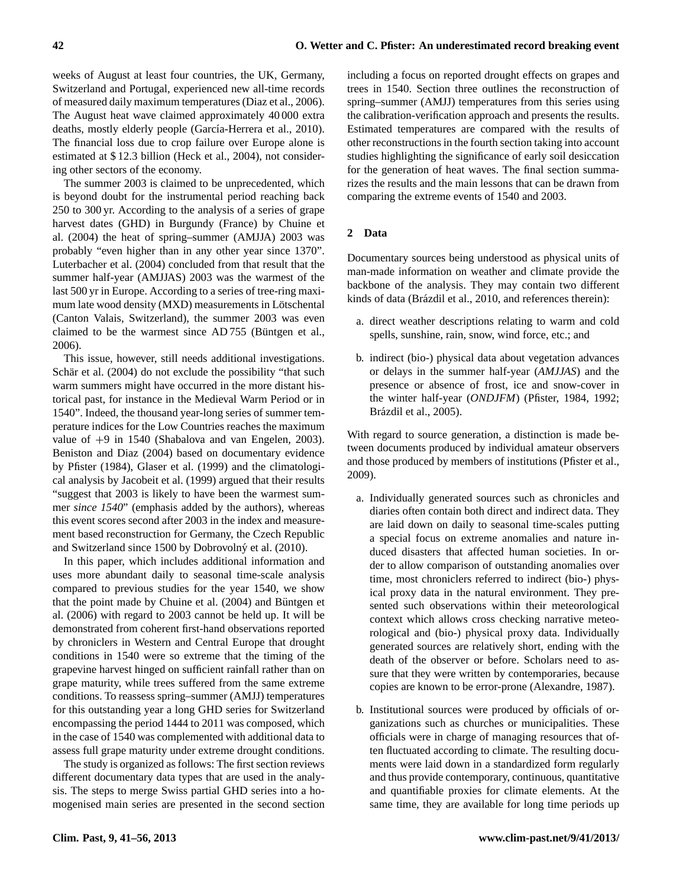weeks of August at least four countries, the UK, Germany, Switzerland and Portugal, experienced new all-time records of measured daily maximum temperatures (Diaz et al., 2006). The August heat wave claimed approximately 40 000 extra deaths, mostly elderly people (García-Herrera et al., 2010). The financial loss due to crop failure over Europe alone is estimated at $ 12.3 billion (Heck et al., 2004), not considering other sectors of the economy.

The summer 2003 is claimed to be unprecedented, which is beyond doubt for the instrumental period reaching back 250 to 300 yr. According to the analysis of a series of grape harvest dates (GHD) in Burgundy (France) by Chuine et al. (2004) the heat of spring–summer (AMJJA) 2003 was probably "even higher than in any other year since 1370". Luterbacher et al. (2004) concluded from that result that the summer half-year (AMJJAS) 2003 was the warmest of the last 500 yr in Europe. According to a series of tree-ring maximum late wood density (MXD) measurements in Lötschental (Canton Valais, Switzerland), the summer 2003 was even claimed to be the warmest since AD 755 (Büntgen et al., 2006).

This issue, however, still needs additional investigations. Schär et al. (2004) do not exclude the possibility "that such warm summers might have occurred in the more distant historical past, for instance in the Medieval Warm Period or in 1540". Indeed, the thousand year-long series of summer temperature indices for the Low Countries reaches the maximum value of +9 in 1540 (Shabalova and van Engelen, 2003). Beniston and Diaz (2004) based on documentary evidence by Pfister (1984), Glaser et al. (1999) and the climatological analysis by Jacobeit et al. (1999) argued that their results "suggest that 2003 is likely to have been the warmest summer *since 1540*" (emphasis added by the authors), whereas this event scores second after 2003 in the index and measurement based reconstruction for Germany, the Czech Republic and Switzerland since 1500 by Dobrovolný et al. (2010).

In this paper, which includes additional information and uses more abundant daily to seasonal time-scale analysis compared to previous studies for the year 1540, we show that the point made by Chuine et al. (2004) and Büntgen et al. (2006) with regard to 2003 cannot be held up. It will be demonstrated from coherent first-hand observations reported by chroniclers in Western and Central Europe that drought conditions in 1540 were so extreme that the timing of the grapevine harvest hinged on sufficient rainfall rather than on grape maturity, while trees suffered from the same extreme conditions. To reassess spring–summer (AMJJ) temperatures for this outstanding year a long GHD series for Switzerland encompassing the period 1444 to 2011 was composed, which in the case of 1540 was complemented with additional data to assess full grape maturity under extreme drought conditions.

The study is organized as follows: The first section reviews different documentary data types that are used in the analysis. The steps to merge Swiss partial GHD series into a homogenised main series are presented in the second section including a focus on reported drought effects on grapes and trees in 1540. Section three outlines the reconstruction of spring–summer (AMJJ) temperatures from this series using the calibration-verification approach and presents the results. Estimated temperatures are compared with the results of other reconstructions in the fourth section taking into account studies highlighting the significance of early soil desiccation for the generation of heat waves. The final section summarizes the results and the main lessons that can be drawn from comparing the extreme events of 1540 and 2003.

## 2 Data

Documentary sources being understood as physical units of man-made information on weather and climate provide the backbone of the analysis. They may contain two different kinds of data (Brázdil et al., 2010, and references therein):

a. direct weather descriptions relating to warm and cold spells, sunshine, rain, snow, wind force, etc.; and

b. indirect (bio-) physical data about vegetation advances or delays in the summer half-year (*AMJJAS*) and the presence or absence of frost, ice and snow-cover in the winter half-year (*ONDJFM*) (Pfister, 1984, 1992; Brázdil et al., 2005).

With regard to source generation, a distinction is made between documents produced by individual amateur observers and those produced by members of institutions (Pfister et al., 2009).

a. Individually generated sources such as chronicles and diaries often contain both direct and indirect data. They are laid down on daily to seasonal time-scales putting a special focus on extreme anomalies and nature induced disasters that affected human societies. In order to allow comparison of outstanding anomalies over time, most chroniclers referred to indirect (bio-) physical proxy data in the natural environment. They presented such observations within their meteorological context which allows cross checking narrative meteorological and (bio-) physical proxy data. Individually generated sources are relatively short, ending with the death of the observer or before. Scholars need to assure that they were written by contemporaries, because copies are known to be error-prone (Alexandre, 1987).

b. Institutional sources were produced by officials of organizations such as churches or municipalities. These officials were in charge of managing resources that often fluctuated according to climate. The resulting documents were laid down in a standardized form regularly and thus provide contemporary, continuous, quantitative and quantifiable proxies for climate elements. At the same time, they are available for long time periods up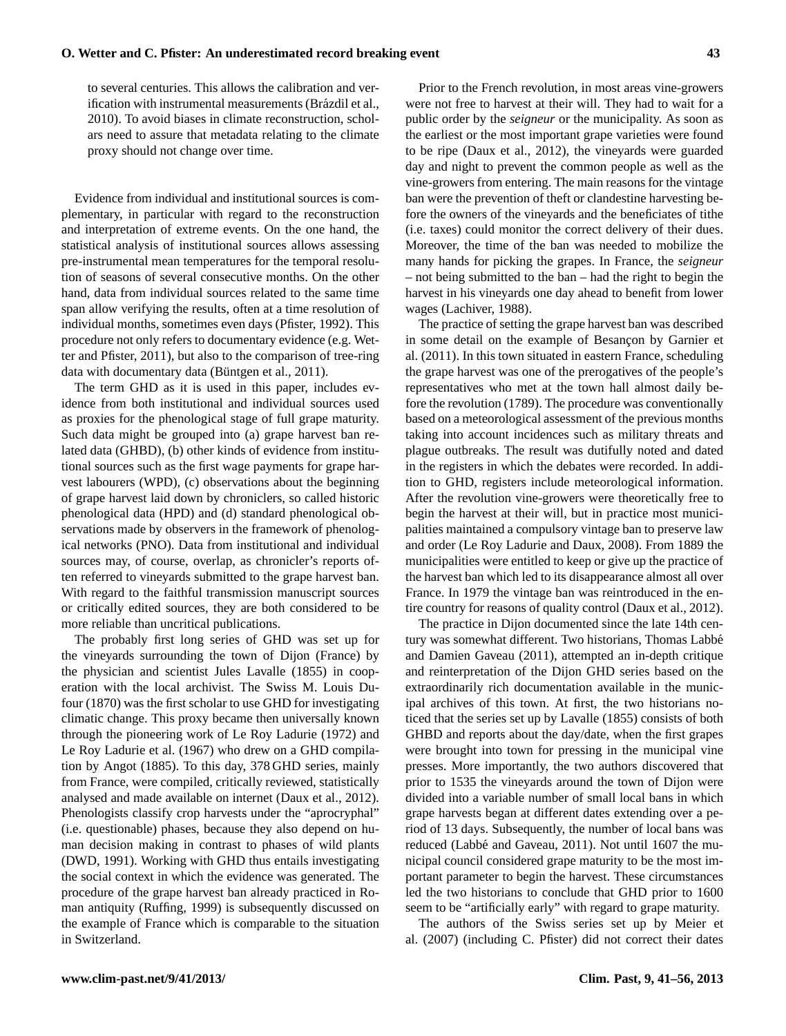to several centuries. This allows the calibration and verification with instrumental measurements (Brázdil et al., 2010). To avoid biases in climate reconstruction, scholars need to assure that metadata relating to the climate proxy should not change over time.

Evidence from individual and institutional sources is complementary, in particular with regard to the reconstruction and interpretation of extreme events. On the one hand, the statistical analysis of institutional sources allows assessing pre-instrumental mean temperatures for the temporal resolution of seasons of several consecutive months. On the other hand, data from individual sources related to the same time span allow verifying the results, often at a time resolution of individual months, sometimes even days (Pfister, 1992). This procedure not only refers to documentary evidence (e.g. Wetter and Pfister, 2011), but also to the comparison of tree-ring data with documentary data (Büntgen et al., 2011).

The term GHD as it is used in this paper, includes evidence from both institutional and individual sources used as proxies for the phenological stage of full grape maturity. Such data might be grouped into (a) grape harvest ban related data (GHBD), (b) other kinds of evidence from institutional sources such as the first wage payments for grape harvest labourers (WPD), (c) observations about the beginning of grape harvest laid down by chroniclers, so called historic phenological data (HPD) and (d) standard phenological observations made by observers in the framework of phenological networks (PNO). Data from institutional and individual sources may, of course, overlap, as chronicler's reports often referred to vineyards submitted to the grape harvest ban. With regard to the faithful transmission manuscript sources or critically edited sources, they are both considered to be more reliable than uncritical publications.

The probably first long series of GHD was set up for the vineyards surrounding the town of Dijon (France) by the physician and scientist Jules Lavalle (1855) in cooperation with the local archivist. The Swiss M. Louis Dufour (1870) was the first scholar to use GHD for investigating climatic change. This proxy became then universally known through the pioneering work of Le Roy Ladurie (1972) and Le Roy Ladurie et al. (1967) who drew on a GHD compilation by Angot (1885). To this day, 378 GHD series, mainly from France, were compiled, critically reviewed, statistically analysed and made available on internet (Daux et al., 2012). Phenologists classify crop harvests under the "aprocryphal" (i.e. questionable) phases, because they also depend on human decision making in contrast to phases of wild plants (DWD, 1991). Working with GHD thus entails investigating the social context in which the evidence was generated. The procedure of the grape harvest ban already practiced in Roman antiquity (Ruffing, 1999) is subsequently discussed on the example of France which is comparable to the situation in Switzerland.

Prior to the French revolution, in most areas vine-growers were not free to harvest at their will. They had to wait for a public order by the *seigneur* or the municipality. As soon as the earliest or the most important grape varieties were found to be ripe (Daux et al., 2012), the vineyards were guarded day and night to prevent the common people as well as the vine-growers from entering. The main reasons for the vintage ban were the prevention of theft or clandestine harvesting before the owners of the vineyards and the beneficiates of tithe (i.e. taxes) could monitor the correct delivery of their dues. Moreover, the time of the ban was needed to mobilize the many hands for picking the grapes. In France, the *seigneur* – not being submitted to the ban – had the right to begin the harvest in his vineyards one day ahead to benefit from lower wages (Lachiver, 1988).

The practice of setting the grape harvest ban was described in some detail on the example of Besançon by Garnier et al. (2011). In this town situated in eastern France, scheduling the grape harvest was one of the prerogatives of the people's representatives who met at the town hall almost daily before the revolution (1789). The procedure was conventionally based on a meteorological assessment of the previous months taking into account incidences such as military threats and plague outbreaks. The result was dutifully noted and dated in the registers in which the debates were recorded. In addition to GHD, registers include meteorological information. After the revolution vine-growers were theoretically free to begin the harvest at their will, but in practice most municipalities maintained a compulsory vintage ban to preserve law and order (Le Roy Ladurie and Daux, 2008). From 1889 the municipalities were entitled to keep or give up the practice of the harvest ban which led to its disappearance almost all over France. In 1979 the vintage ban was reintroduced in the entire country for reasons of quality control (Daux et al., 2012).

The practice in Dijon documented since the late 14th century was somewhat different. Two historians, Thomas Labbé and Damien Gaveau (2011), attempted an in-depth critique and reinterpretation of the Dijon GHD series based on the extraordinarily rich documentation available in the municipal archives of this town. At first, the two historians noticed that the series set up by Lavalle (1855) consists of both GHBD and reports about the day/date, when the first grapes were brought into town for pressing in the municipal vine presses. More importantly, the two authors discovered that prior to 1535 the vineyards around the town of Dijon were divided into a variable number of small local bans in which grape harvests began at different dates extending over a period of 13 days. Subsequently, the number of local bans was reduced (Labbé and Gaveau, 2011). Not until 1607 the municipal council considered grape maturity to be the most important parameter to begin the harvest. These circumstances led the two historians to conclude that GHD prior to 1600 seem to be "artificially early" with regard to grape maturity.

The authors of the Swiss series set up by Meier et al. (2007) (including C. Pfister) did not correct their dates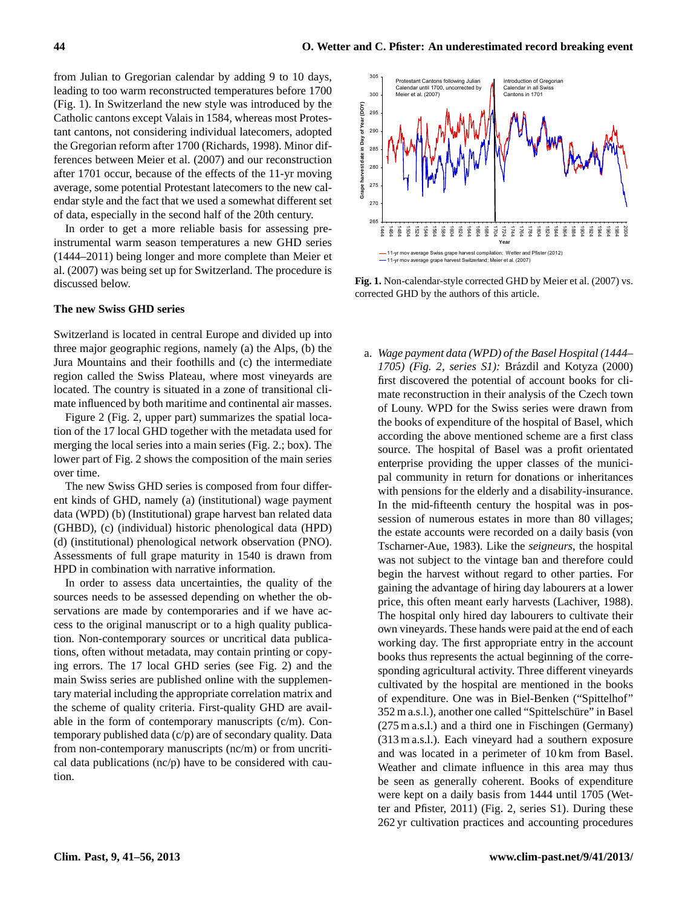from Julian to Gregorian calendar by adding 9 to 10 days, leading to too warm reconstructed temperatures before 1700 (Fig. 1). In Switzerland the new style was introduced by the Catholic cantons except Valais in 1584, whereas most Protestant cantons, not considering individual latecomers, adopted the Gregorian reform after 1700 (Richards, 1998). Minor differences between Meier et al. (2007) and our reconstruction after 1701 occur, because of the effects of the 11-yr moving average, some potential Protestant latecomers to the new calendar style and the fact that we used a somewhat different set of data, especially in the second half of the 20th century.

In order to get a more reliable basis for assessing preinstrumental warm season temperatures a new GHD series (1444–2011) being longer and more complete than Meier et al. (2007) was being set up for Switzerland. The procedure is discussed below.

**Fig. 1.** Non-calendar-style corrected GHD by Meier et al. (2007) vs. corrected GHD by the authors of this article.

### The new Swiss GHD series

Switzerland is located in central Europe and divided up into three major geographic regions, namely (a) the Alps, (b) the Jura Mountains and their foothills and (c) the intermediate region called the Swiss Plateau, where most vineyards are located. The country is situated in a zone of transitional climate influenced by both maritime and continental air masses.

Figure 2 (Fig. 2, upper part) summarizes the spatial location of the 17 local GHD together with the metadata used for merging the local series into a main series (Fig. 2.; box). The lower part of Fig. 2 shows the composition of the main series over time.

The new Swiss GHD series is composed from four different kinds of GHD, namely (a) (institutional) wage payment data (WPD) (b) (Institutional) grape harvest ban related data (GHBD), (c) (individual) historic phenological data (HPD) (d) (institutional) phenological network observation (PNO). Assessments of full grape maturity in 1540 is drawn from HPD in combination with narrative information.

In order to assess data uncertainties, the quality of the sources needs to be assessed depending on whether the observations are made by contemporaries and if we have access to the original manuscript or to a high quality publication. Non-contemporary sources or uncritical data publications, often without metadata, may contain printing or copying errors. The 17 local GHD series (see Fig. 2) and the main Swiss series are published online with the supplementary material including the appropriate correlation matrix and the scheme of quality criteria. First-quality GHD are available in the form of contemporary manuscripts (c/m). Contemporary published data (c/p) are of secondary quality. Data from non-contemporary manuscripts (nc/m) or from uncritical data publications (nc/p) have to be considered with caution.

a. *Wage payment data (WPD) of the Basel Hospital (1444–1705) (Fig. 2, series S1):* Brázdil and Kotyza (2000) first discovered the potential of account books for climate reconstruction in their analysis of the Czech town of Louny. WPD for the Swiss series were drawn from the books of expenditure of the hospital of Basel, which according the above mentioned scheme are a first class source. The hospital of Basel was a profit orientated enterprise providing the upper classes of the municipal community in return for donations or inheritances with pensions for the elderly and a disability-insurance. In the mid-fifteenth century the hospital was in possession of numerous estates in more than 80 villages; the estate accounts were recorded on a daily basis (von Tscharner-Aue, 1983). Like the *seigneurs*, the hospital was not subject to the vintage ban and therefore could begin the harvest without regard to other parties. For gaining the advantage of hiring day labourers at a lower price, this often meant early harvests (Lachiver, 1988). The hospital only hired day labourers to cultivate their own vineyards. These hands were paid at the end of each working day. The first appropriate entry in the account books thus represents the actual beginning of the corresponding agricultural activity. Three different vineyards cultivated by the hospital are mentioned in the books of expenditure. One was in Biel-Benken ("Spittelhof" 352 m a.s.l.), another one called "Spittelschüre" in Basel (275 m a.s.l.) and a third one in Fischingen (Germany) (313 m a.s.l.). Each vineyard had a southern exposure and was located in a perimeter of 10 km from Basel. Weather and climate influence in this area may thus be seen as generally coherent. Books of expenditure were kept on a daily basis from 1444 until 1705 (Wetter and Pfister, 2011) (Fig. 2, series S1). During these 262 yr cultivation practices and accounting procedures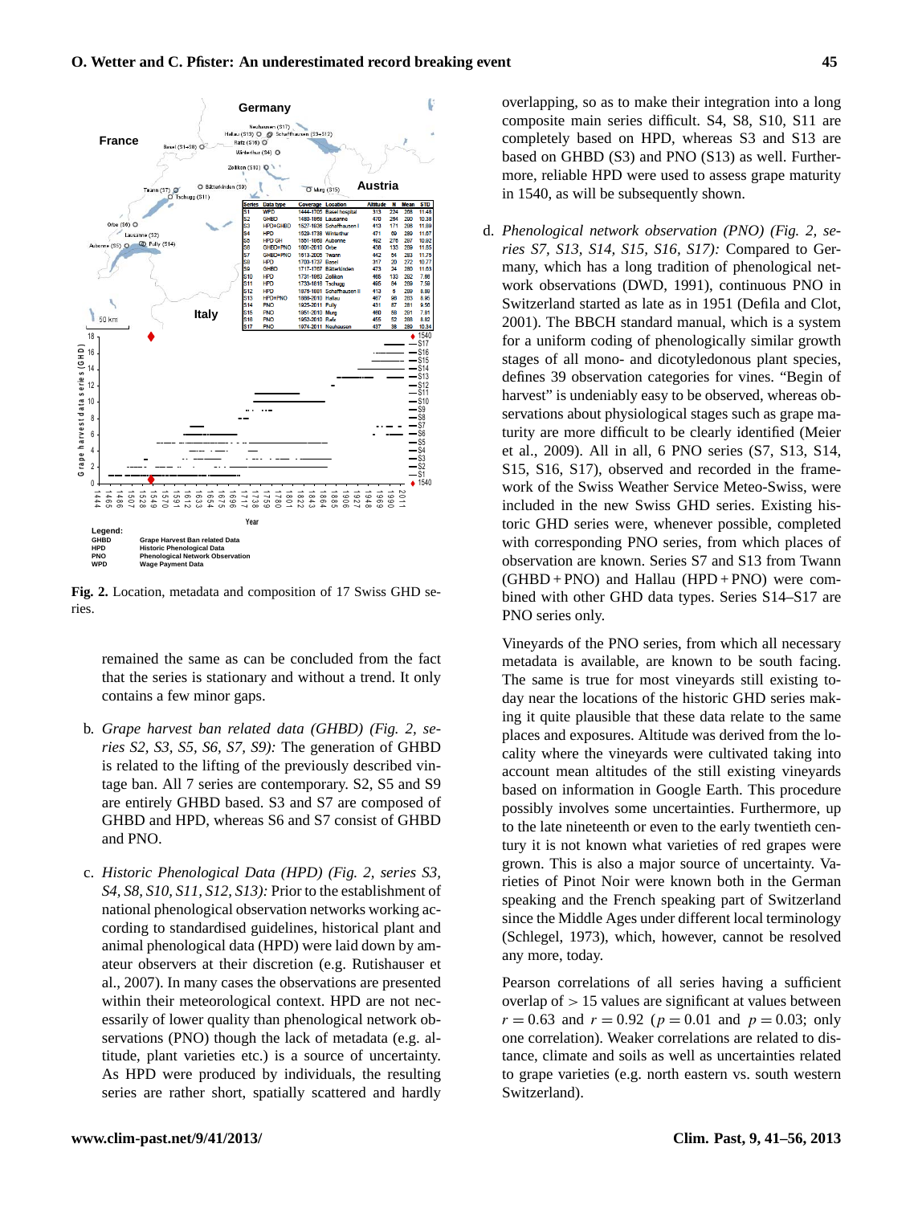overlapping, so as to make their integration into a long composite main series difficult. S4, S8, S10, S11 are completely based on HPD, whereas S3 and S13 are based on GHBD (S3) and PNO (S13) as well. Furthermore, reliable HPD were used to assess grape maturity in 1540, as will be subsequently shown.

| Series | Data type | Coverage | Location | Altitude | N | Mean | STD |
|---|---|---|---|---|---|---|---|
| S1 | WPD | 1444-1705 | Basel hospital | 313 | 224 | 268 | 11.48 |
| S2 | GHBD | 1480-1858 | Lausanne | 470 | 264 | 280 | 10.38 |
| S3 | HPD+GHBD | 1527-1936 | Schaffhausen I | 413 | 171 | 286 | 11.89 |
| S4 | HPD | 1529-1736 | Winterthur | 471 | 69 | 280 | 11.67 |
| S5 | HPD GH | 1551-1868 | Auvernier | 462 | 276 | 287 | 10.92 |
| S6 | GHBD+PNO | 1601-2010 | Orbe | 438 | 133 | 289 | 11.65 |
| S7 | GHBD+PNO | 1613-2005 | Twann | 442 | 84 | 283 | 11.75 |
| S8 | HPD | 1703-1737 | Basel | 317 | 20 | 272 | 10.77 |
| S9 | GHBD | 1717-1767 | Bätterkinden | 473 | 34 | 280 | 11.63 |
| S10 | HPD | 1731-1863 | Zollikon | 465 | 133 | 282 | 7.66 |
| S11 | HPD | 1733-1818 | Tschugg | 495 | 84 | 289 | 7.59 |
| S12 | HPD | 1876-1881 | Schaffhausen II | 413 | 5 | 289 | 8.88 |
| S13 | HPD+PNO | 1888-2010 | Hallau | 467 | 98 | 283 | 8.95 |
| S14 | PNO | 1925-2011 | Pully | 431 | 87 | 281 | 9.56 |
| S15 | PNO | 1951-2010 | Murg | 460 | 58 | 281 | 7.81 |
| S16 | PNO | 1952-2010 | Rafz | 455 | 52 | 286 | 8.82 |
| S17 | PNO | 1974-2011 | Neuhausen | 437 | 38 | 289 | 10.34 |

Legend:
GHBD Grape Harvest Ban related Data
HPD Historic Phenological Data
PNO Phenological Network Observation
WPD Wage Payment Data

**Fig. 2.** Location, metadata and composition of 17 Swiss GHD series.

remained the same as can be concluded from the fact that the series is stationary and without a trend. It only contains a few minor gaps.

b. *Grape harvest ban related data (GHBD) (Fig. 2, series S2, S3, S5, S6, S7, S9):* The generation of GHBD is related to the lifting of the previously described vintage ban. All 7 series are contemporary. S2, S5 and S9 are entirely GHBD based. S3 and S7 are composed of GHBD and HPD, whereas S6 and S7 consist of GHBD and PNO.

c. *Historic Phenological Data (HPD) (Fig. 2, series S3, S4, S8, S10, S11, S12, S13):* Prior to the establishment of national phenological observation networks working according to standardised guidelines, historical plant and animal phenological data (HPD) were laid down by amateur observers at their discretion (e.g. Rutishauser et al., 2007). In many cases the observations are presented within their meteorological context. HPD are not necessarily of lower quality than phenological network observations (PNO) though the lack of metadata (e.g. altitude, plant varieties etc.) is a source of uncertainty. As HPD were produced by individuals, the resulting series are rather short, spatially scattered and hardly

d. *Phenological network observation (PNO) (Fig. 2, series S7, S13, S14, S15, S16, S17):* Compared to Germany, which has a long tradition of phenological network observations (DWD, 1991), continuous PNO in Switzerland started as late as in 1951 (Defila and Clot, 2001). The BBCH standard manual, which is a system for a uniform coding of phenologically similar growth stages of all mono- and dicotyledonous plant species, defines 39 observation categories for vines. "Begin of harvest" is undeniably easy to be observed, whereas observations about physiological stages such as grape maturity are more difficult to be clearly identified (Meier et al., 2009). All in all, 6 PNO series (S7, S13, S14, S15, S16, S17), observed and recorded in the framework of the Swiss Weather Service Meteo-Swiss, were included in the new Swiss GHD series. Existing historic GHD series were, whenever possible, completed with corresponding PNO series, from which places of observation are known. Series S7 and S13 from Twann (GHBD + PNO) and Hallau (HPD + PNO) were combined with other GHD data types. Series S14–S17 are PNO series only.

Vineyards of the PNO series, from which all necessary metadata is available, are known to be south facing. The same is true for most vineyards still existing today near the locations of the historic GHD series making it quite plausible that these data relate to the same places and exposures. Altitude was derived from the locality where the vineyards were cultivated taking into account mean altitudes of the still existing vineyards based on information in Google Earth. This procedure possibly involves some uncertainties. Furthermore, up to the late nineteenth or even to the early twentieth century it is not known what varieties of red grapes were grown. This is also a major source of uncertainty. Varieties of Pinot Noir were known both in the German speaking and the French speaking part of Switzerland since the Middle Ages under different local terminology (Schlegel, 1973), which, however, cannot be resolved any more, today.

Pearson correlations of all series having a sufficient overlap of $> 15$ values are significant at values between $r = 0.63$ and $r = 0.92$ ($p = 0.01$ and $p = 0.03$; only one correlation). Weaker correlations are related to distance, climate and soils as well as uncertainties related to grape varieties (e.g. north eastern vs. south western Switzerland).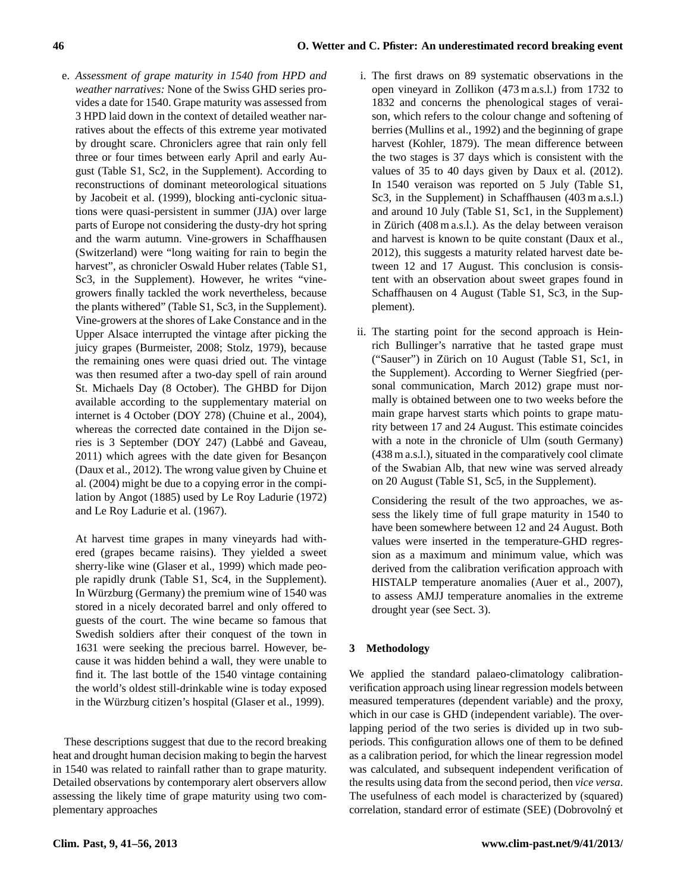e. *Assessment of grape maturity in 1540 from HPD and weather narratives:* None of the Swiss GHD series provides a date for 1540. Grape maturity was assessed from 3 HPD laid down in the context of detailed weather narratives about the effects of this extreme year motivated by drought scare. Chroniclers agree that rain only fell three or four times between early April and early August (Table S1, Sc2, in the Supplement). According to reconstructions of dominant meteorological situations by Jacobeit et al. (1999), blocking anti-cyclonic situations were quasi-persistent in summer (JJA) over large parts of Europe not considering the dusty-dry hot spring and the warm autumn. Vine-growers in Schaffhausen (Switzerland) were "long waiting for rain to begin the harvest", as chronicler Oswald Huber relates (Table S1, Sc3, in the Supplement). However, he writes "vine-growers finally tackled the work nevertheless, because the plants withered" (Table S1, Sc3, in the Supplement). Vine-growers at the shores of Lake Constance and in the Upper Alsace interrupted the vintage after picking the juicy grapes (Burmeister, 2008; Stolz, 1979), because the remaining ones were quasi dried out. The vintage was then resumed after a two-day spell of rain around St. Michaels Day (8 October). The GHBD for Dijon available according to the supplementary material on internet is 4 October (DOY 278) (Chuine et al., 2004), whereas the corrected date contained in the Dijon series is 3 September (DOY 247) (Labbé and Gaveau, 2011) which agrees with the date given for Besançon (Daux et al., 2012). The wrong value given by Chuine et al. (2004) might be due to a copying error in the compilation by Angot (1885) used by Le Roy Ladurie (1972) and Le Roy Ladurie et al. (1967).

   At harvest time grapes in many vineyards had withered (grapes became raisins). They yielded a sweet sherry-like wine (Glaser et al., 1999) which made people rapidly drunk (Table S1, Sc4, in the Supplement). In Würzburg (Germany) the premium wine of 1540 was stored in a nicely decorated barrel and only offered to guests of the court. The wine became so famous that Swedish soldiers after their conquest of the town in 1631 were seeking the precious barrel. However, because it was hidden behind a wall, they were unable to find it. The last bottle of the 1540 vintage containing the world's oldest still-drinkable wine is today exposed in the Würzburg citizen's hospital (Glaser et al., 1999).

These descriptions suggest that due to the record breaking heat and drought human decision making to begin the harvest in 1540 was related to rainfall rather than to grape maturity. Detailed observations by contemporary alert observers allow assessing the likely time of grape maturity using two complementary approaches

i. The first draws on 89 systematic observations in the open vineyard in Zollikon (473 m a.s.l.) from 1732 to 1832 and concerns the phenological stages of veraison, which refers to the colour change and softening of berries (Mullins et al., 1992) and the beginning of grape harvest (Kohler, 1879). The mean difference between the two stages is 37 days which is consistent with the values of 35 to 40 days given by Daux et al. (2012). In 1540 veraison was reported on 5 July (Table S1, Sc3, in the Supplement) in Schaffhausen (403 m a.s.l.) and around 10 July (Table S1, Sc1, in the Supplement) in Zürich (408 m a.s.l.). As the delay between veraison and harvest is known to be quite constant (Daux et al., 2012), this suggests a maturity related harvest date between 12 and 17 August. This conclusion is consistent with an observation about sweet grapes found in Schaffhausen on 4 August (Table S1, Sc3, in the Supplement).

ii. The starting point for the second approach is Heinrich Bullinger's narrative that he tasted grape must ("Sauser") in Zürich on 10 August (Table S1, Sc1, in the Supplement). According to Werner Siegfried (personal communication, March 2012) grape must normally is obtained between one to two weeks before the main grape harvest starts which points to grape maturity between 17 and 24 August. This estimate coincides with a note in the chronicle of Ulm (south Germany) (438 m a.s.l.), situated in the comparatively cool climate of the Swabian Alb, that new wine was served already on 20 August (Table S1, Sc5, in the Supplement).

   Considering the result of the two approaches, we assess the likely time of full grape maturity in 1540 to have been somewhere between 12 and 24 August. Both values were inserted in the temperature-GHD regression as a maximum and minimum value, which was derived from the calibration verification approach with HISTALP temperature anomalies (Auer et al., 2007), to assess AMJJ temperature anomalies in the extreme drought year (see Sect. 3).

## 3 Methodology

We applied the standard palaeo-climatology calibration-verification approach using linear regression models between measured temperatures (dependent variable) and the proxy, which in our case is GHD (independent variable). The overlapping period of the two series is divided up in two subperiods. This configuration allows one of them to be defined as a calibration period, for which the linear regression model was calculated, and subsequent independent verification of the results using data from the second period, then *vice versa*. The usefulness of each model is characterized by (squared) correlation, standard error of estimate (SEE) (Dobrovolný et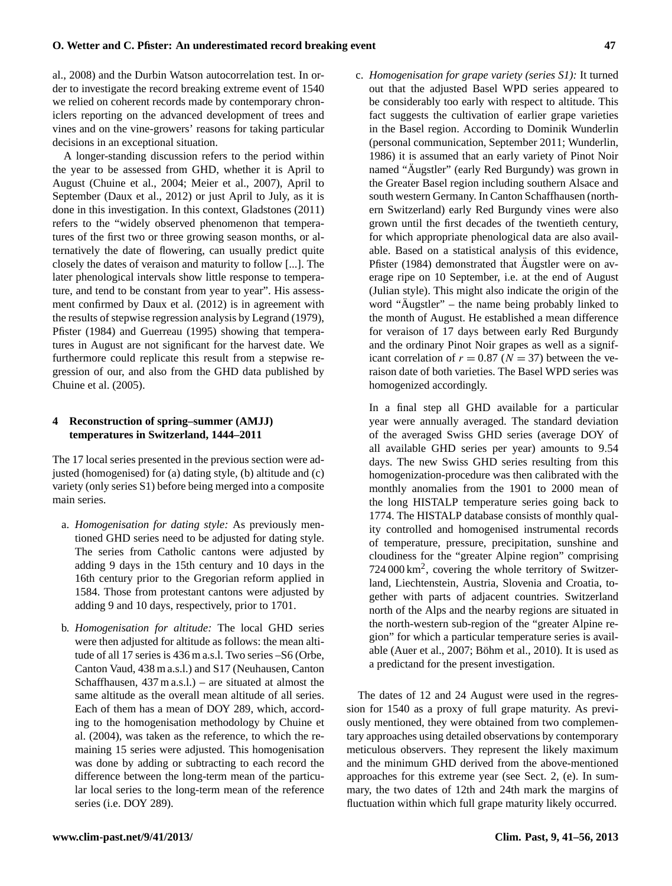al., 2008) and the Durbin Watson autocorrelation test. In order to investigate the record breaking extreme event of 1540 we relied on coherent records made by contemporary chroniclers reporting on the advanced development of trees and vines and on the vine-growers' reasons for taking particular decisions in an exceptional situation.

A longer-standing discussion refers to the period within the year to be assessed from GHD, whether it is April to August (Chuine et al., 2004; Meier et al., 2007), April to September (Daux et al., 2012) or just April to July, as it is done in this investigation. In this context, Gladstones (2011) refers to the "widely observed phenomenon that temperatures of the first two or three growing season months, or alternatively the date of flowering, can usually predict quite closely the dates of veraison and maturity to follow [...]. The later phenological intervals show little response to temperature, and tend to be constant from year to year". His assessment confirmed by Daux et al. (2012) is in agreement with the results of stepwise regression analysis by Legrand (1979), Pfister (1984) and Guerreau (1995) showing that temperatures in August are not significant for the harvest date. We furthermore could replicate this result from a stepwise regression of our, and also from the GHD data published by Chuine et al. (2005).

## 4 Reconstruction of spring–summer (AMJJ) temperatures in Switzerland, 1444–2011

The 17 local series presented in the previous section were adjusted (homogenised) for (a) dating style, (b) altitude and (c) variety (only series S1) before being merged into a composite main series.

a. *Homogenisation for dating style:* As previously mentioned GHD series need to be adjusted for dating style. The series from Catholic cantons were adjusted by adding 9 days in the 15th century and 10 days in the 16th century prior to the Gregorian reform applied in 1584. Those from protestant cantons were adjusted by adding 9 and 10 days, respectively, prior to 1701.

b. *Homogenisation for altitude:* The local GHD series were then adjusted for altitude as follows: the mean altitude of all 17 series is 436 m a.s.l. Two series –S6 (Orbe, Canton Vaud, 438 m a.s.l.) and S17 (Neuhausen, Canton Schaffhausen, 437 m a.s.l.) – are situated at almost the same altitude as the overall mean altitude of all series. Each of them has a mean of DOY 289, which, according to the homogenisation methodology by Chuine et al. (2004), was taken as the reference, to which the remaining 15 series were adjusted. This homogenisation was done by adding or subtracting to each record the difference between the long-term mean of the particular local series to the long-term mean of the reference series (i.e. DOY 289).

c. *Homogenisation for grape variety (series S1):* It turned out that the adjusted Basel WPD series appeared to be considerably too early with respect to altitude. This fact suggests the cultivation of earlier grape varieties in the Basel region. According to Dominik Wunderlin (personal communication, September 2011; Wunderlin, 1986) it is assumed that an early variety of Pinot Noir named "Äugstler" (early Red Burgundy) was grown in the Greater Basel region including southern Alsace and south western Germany. In Canton Schaffhausen (northern Switzerland) early Red Burgundy vines were also grown until the first decades of the twentieth century, for which appropriate phenological data are also available. Based on a statistical analysis of this evidence, Pfister (1984) demonstrated that Äugstler were on average ripe on 10 September, i.e. at the end of August (Julian style). This might also indicate the origin of the word "Äugstler" – the name being probably linked to the month of August. He established a mean difference for veraison of 17 days between early Red Burgundy and the ordinary Pinot Noir grapes as well as a significant correlation of $r = 0.87$ ($N = 37$) between the veraison date of both varieties. The Basel WPD series was homogenized accordingly.

In a final step all GHD available for a particular year were annually averaged. The standard deviation of the averaged Swiss GHD series (average DOY of all available GHD series per year) amounts to 9.54 days. The new Swiss GHD series resulting from this homogenization-procedure was then calibrated with the monthly anomalies from the 1901 to 2000 mean of the long HISTALP temperature series going back to 1774. The HISTALP database consists of monthly quality controlled and homogenised instrumental records of temperature, pressure, precipitation, sunshine and cloudiness for the "greater Alpine region" comprising 724 000 km$^2$, covering the whole territory of Switzerland, Liechtenstein, Austria, Slovenia and Croatia, together with parts of adjacent countries. Switzerland north of the Alps and the nearby regions are situated in the north-western sub-region of the "greater Alpine region" for which a particular temperature series is available (Auer et al., 2007; Böhm et al., 2010). It is used as a predictand for the present investigation.

The dates of 12 and 24 August were used in the regression for 1540 as a proxy of full grape maturity. As previously mentioned, they were obtained from two complementary approaches using detailed observations by contemporary meticulous observers. They represent the likely maximum and the minimum GHD derived from the above-mentioned approaches for this extreme year (see Sect. 2, (e). In summary, the two dates of 12th and 24th mark the margins of fluctuation within which full grape maturity likely occurred.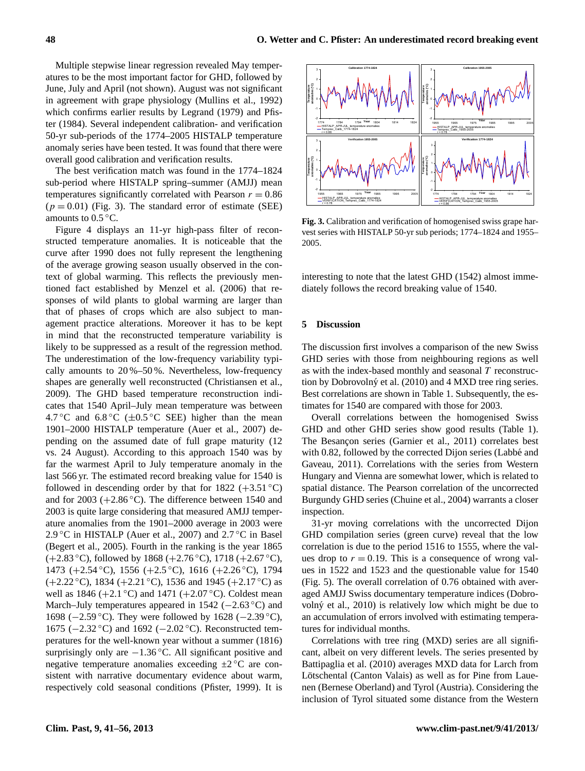Multiple stepwise linear regression revealed May temperatures to be the most important factor for GHD, followed by June, July and April (not shown). August was not significant in agreement with grape physiology (Mullins et al., 1992) which confirms earlier results by Legrand (1979) and Pfister (1984). Several independent calibration- and verification 50-yr sub-periods of the 1774–2005 HISTALP temperature anomaly series have been tested. It was found that there were overall good calibration and verification results.

The best verification match was found in the 1774–1824 sub-period where HISTALP spring–summer (AMJJ) mean temperatures significantly correlated with Pearson $r = 0.86$ ($p = 0.01$) (Fig. 3). The standard error of estimate (SEE) amounts to 0.5 °C.

Figure 4 displays an 11-yr high-pass filter of reconstructed temperature anomalies. It is noticeable that the curve after 1990 does not fully represent the lengthening of the average growing season usually observed in the context of global warming. This reflects the previously mentioned fact established by Menzel et al. (2006) that responses of wild plants to global warming are larger than that of phases of crops which are also subject to management practice alterations. Moreover it has to be kept in mind that the reconstructed temperature variability is likely to be suppressed as a result of the regression method. The underestimation of the low-frequency variability typically amounts to 20 %–50 %. Nevertheless, low-frequency shapes are generally well reconstructed (Christiansen et al., 2009). The GHD based temperature reconstruction indicates that 1540 April–July mean temperature was between 4.7 °C and 6.8 °C (±0.5 °C SEE) higher than the mean 1901–2000 HISTALP temperature (Auer et al., 2007) depending on the assumed date of full grape maturity (12 vs. 24 August). According to this approach 1540 was by far the warmest April to July temperature anomaly in the last 566 yr. The estimated record breaking value for 1540 is followed in descending order by that for 1822 (+3.51 °C) and for 2003 (+2.86 °C). The difference between 1540 and 2003 is quite large considering that measured AMJJ temperature anomalies from the 1901–2000 average in 2003 were 2.9 °C in HISTALP (Auer et al., 2007) and 2.7 °C in Basel (Begert et al., 2005). Fourth in the ranking is the year 1865 (+2.83 °C), followed by 1868 (+2.76 °C), 1718 (+2.67 °C), 1473 (+2.54 °C), 1556 (+2.5 °C), 1616 (+2.26 °C), 1794 (+2.22 °C), 1834 (+2.21 °C), 1536 and 1945 (+2.17 °C) as well as 1846 (+2.1 °C) and 1471 (+2.07 °C). Coldest mean March–July temperatures appeared in 1542 (−2.63 °C) and 1698 (−2.59 °C). They were followed by 1628 (−2.39 °C), 1675 (−2.32 °C) and 1692 (−2.02 °C). Reconstructed temperatures for the well-known year without a summer (1816) surprisingly only are −1.36 °C. All significant positive and negative temperature anomalies exceeding ±2 °C are consistent with narrative documentary evidence about warm, respectively cold seasonal conditions (Pfister, 1999). It is interesting to note that the latest GHD (1542) almost immediately follows the record breaking value of 1540.

**Fig. 3.** Calibration and verification of homogenised swiss grape harvest series with HISTALP 50-yr sub periods; 1774–1824 and 1955–2005.

## 5 Discussion

The discussion first involves a comparison of the new Swiss GHD series with those from neighbouring regions as well as with the index-based monthly and seasonal $T$ reconstruction by Dobrovolný et al. (2010) and 4 MXD tree ring series. Best correlations are shown in Table 1. Subsequently, the estimates for 1540 are compared with those for 2003.

Overall correlations between the homogenised Swiss GHD and other GHD series show good results (Table 1). The Besançon series (Garnier et al., 2011) correlates best with 0.82, followed by the corrected Dijon series (Labbé and Gaveau, 2011). Correlations with the series from Western Hungary and Vienna are somewhat lower, which is related to spatial distance. The Pearson correlation of the uncorrected Burgundy GHD series (Chuine et al., 2004) warrants a closer inspection.

31-yr moving correlations with the uncorrected Dijon GHD compilation series (green curve) reveal that the low correlation is due to the period 1516 to 1555, where the values drop to $r = 0.19$. This is a consequence of wrong values in 1522 and 1523 and the questionable value for 1540 (Fig. 5). The overall correlation of 0.76 obtained with averaged AMJJ Swiss documentary temperature indices (Dobrovolný et al., 2010) is relatively low which might be due to an accumulation of errors involved with estimating temperatures for individual months.

Correlations with tree ring (MXD) series are all significant, albeit on very different levels. The series presented by Battipaglia et al. (2010) averages MXD data for Larch from Lötschental (Canton Valais) as well as for Pine from Lauenen (Bernese Oberland) and Tyrol (Austria). Considering the inclusion of Tyrol situated some distance from the Western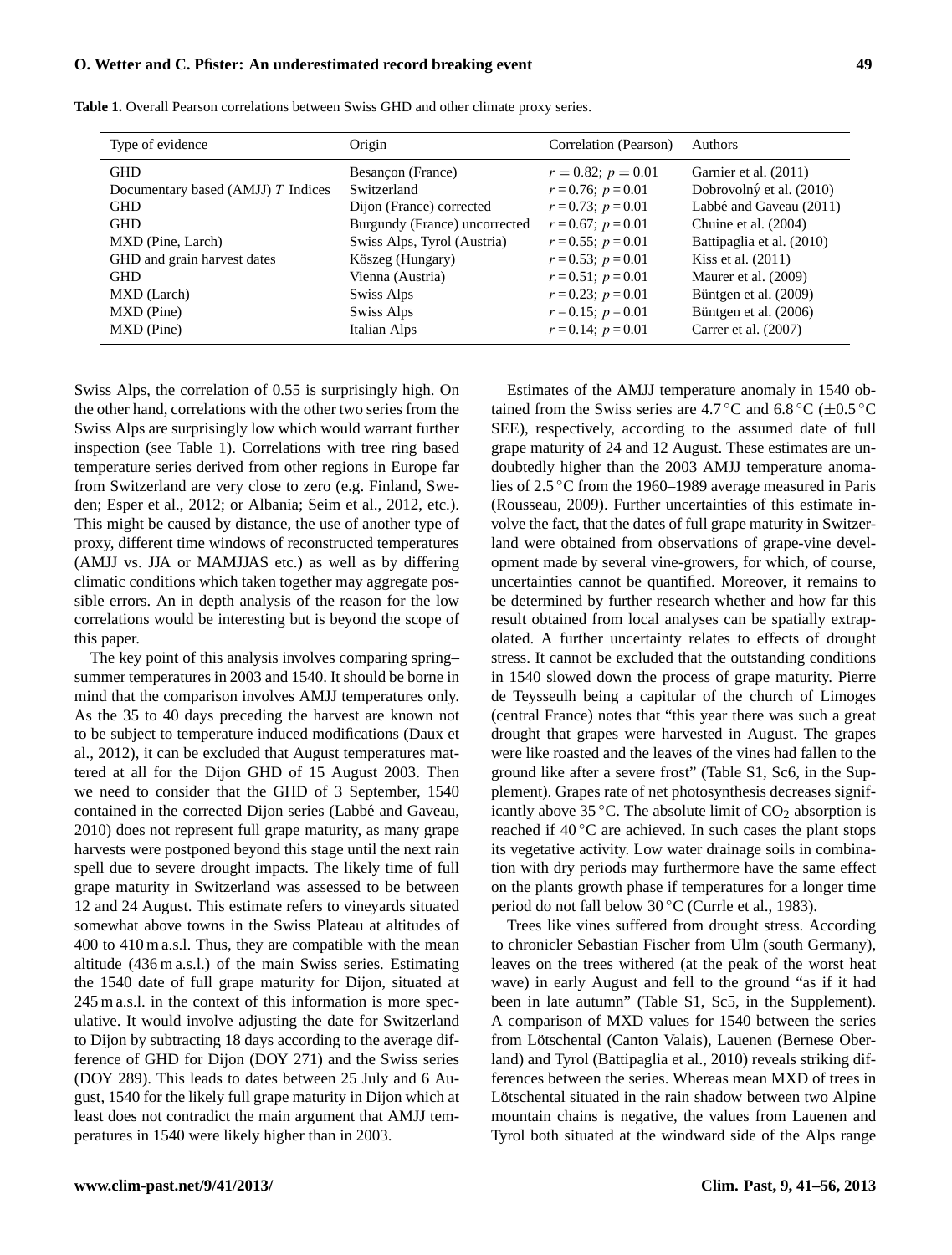**Table 1.** Overall Pearson correlations between Swiss GHD and other climate proxy series.

| Type of evidence | Origin | Correlation (Pearson) | Authors |
|---|---|---|---|
| GHD | Besançon (France) | $r = 0.82$; $p = 0.01$ | Garnier et al. (2011) |
| Documentary based (AMJJ) $T$ Indices | Switzerland | $r = 0.76$; $p = 0.01$ | Dobrovolný et al. (2010) |
| GHD | Dijon (France) corrected | $r = 0.73$; $p = 0.01$ | Labbé and Gaveau (2011) |
| GHD | Burgundy (France) uncorrected | $r = 0.67$; $p = 0.01$ | Chuine et al. (2004) |
| MXD (Pine, Larch) | Swiss Alps, Tyrol (Austria) | $r = 0.55$; $p = 0.01$ | Battipaglia et al. (2010) |
| GHD and grain harvest dates | Köszeg (Hungary) | $r = 0.53$; $p = 0.01$ | Kiss et al. (2011) |
| GHD | Vienna (Austria) | $r = 0.51$; $p = 0.01$ | Maurer et al. (2009) |
| MXD (Larch) | Swiss Alps | $r = 0.23$; $p = 0.01$ | Büntgen et al. (2009) |
| MXD (Pine) | Swiss Alps | $r = 0.15$; $p = 0.01$ | Büntgen et al. (2006) |
| MXD (Pine) | Italian Alps | $r = 0.14$; $p = 0.01$ | Carrer et al. (2007) |

Swiss Alps, the correlation of 0.55 is surprisingly high. On the other hand, correlations with the other two series from the Swiss Alps are surprisingly low which would warrant further inspection (see Table 1). Correlations with tree ring based temperature series derived from other regions in Europe far from Switzerland are very close to zero (e.g. Finland, Sweden; Esper et al., 2012; or Albania; Seim et al., 2012, etc.). This might be caused by distance, the use of another type of proxy, different time windows of reconstructed temperatures (AMJJ vs. JJA or MAMJJAS etc.) as well as by differing climatic conditions which taken together may aggregate possible errors. An in depth analysis of the reason for the low correlations would be interesting but is beyond the scope of this paper.

The key point of this analysis involves comparing spring–summer temperatures in 2003 and 1540. It should be borne in mind that the comparison involves AMJJ temperatures only. As the 35 to 40 days preceding the harvest are known not to be subject to temperature induced modifications (Daux et al., 2012), it can be excluded that August temperatures mattered at all for the Dijon GHD of 15 August 2003. Then we need to consider that the GHD of 3 September, 1540 contained in the corrected Dijon series (Labbé and Gaveau, 2010) does not represent full grape maturity, as many grape harvests were postponed beyond this stage until the next rain spell due to severe drought impacts. The likely time of full grape maturity in Switzerland was assessed to be between 12 and 24 August. This estimate refers to vineyards situated somewhat above towns in the Swiss Plateau at altitudes of 400 to 410 m a.s.l. Thus, they are compatible with the mean altitude (436 m a.s.l.) of the main Swiss series. Estimating the 1540 date of full grape maturity for Dijon, situated at 245 m a.s.l. in the context of this information is more speculative. It would involve adjusting the date for Switzerland to Dijon by subtracting 18 days according to the average difference of GHD for Dijon (DOY 271) and the Swiss series (DOY 289). This leads to dates between 25 July and 6 August, 1540 for the likely full grape maturity in Dijon which at least does not contradict the main argument that AMJJ temperatures in 1540 were likely higher than in 2003.

Estimates of the AMJJ temperature anomaly in 1540 obtained from the Swiss series are 4.7 °C and 6.8 °C (±0.5 °C SEE), respectively, according to the assumed date of full grape maturity of 24 and 12 August. These estimates are undoubtedly higher than the 2003 AMJJ temperature anomalies of 2.5 °C from the 1960–1989 average measured in Paris (Rousseau, 2009). Further uncertainties of this estimate involve the fact, that the dates of full grape maturity in Switzerland were obtained from observations of grape-vine development made by several vine-growers, for which, of course, uncertainties cannot be quantified. Moreover, it remains to be determined by further research whether and how far this result obtained from local analyses can be spatially extrapolated. A further uncertainty relates to effects of drought stress. It cannot be excluded that the outstanding conditions in 1540 slowed down the process of grape maturity. Pierre de Teysseulh being a capitular of the church of Limoges (central France) notes that "this year there was such a great drought that grapes were harvested in August. The grapes were like roasted and the leaves of the vines had fallen to the ground like after a severe frost" (Table S1, Sc6, in the Supplement). Grapes rate of net photosynthesis decreases significantly above 35 °C. The absolute limit of $CO_2$ absorption is reached if 40 °C are achieved. In such cases the plant stops its vegetative activity. Low water drainage soils in combination with dry periods may furthermore have the same effect on the plants growth phase if temperatures for a longer time period do not fall below 30 °C (Currle et al., 1983).

Trees like vines suffered from drought stress. According to chronicler Sebastian Fischer from Ulm (south Germany), leaves on the trees withered (at the peak of the worst heat wave) in early August and fell to the ground "as if it had been in late autumn" (Table S1, Sc5, in the Supplement). A comparison of MXD values for 1540 between the series from Lötschental (Canton Valais), Lauenen (Bernese Oberland) and Tyrol (Battipaglia et al., 2010) reveals striking differences between the series. Whereas mean MXD of trees in Lötschental situated in the rain shadow between two Alpine mountain chains is negative, the values from Lauenen and Tyrol both situated at the windward side of the Alps range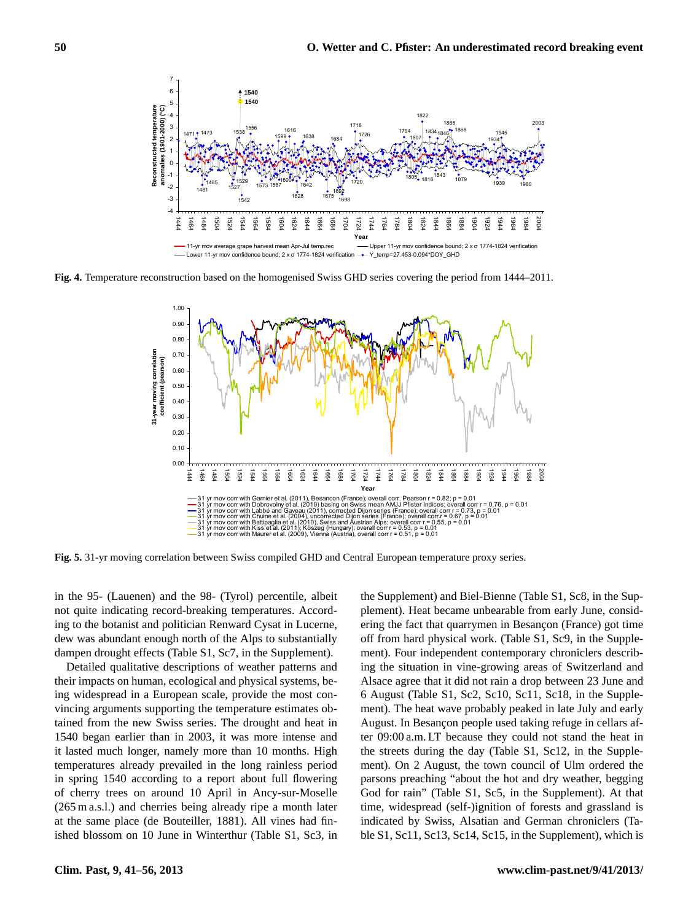**Fig. 4.** Temperature reconstruction based on the homogenised Swiss GHD series covering the period from 1444–2011.

**Fig. 5.** 31-yr moving correlation between Swiss compiled GHD and Central European temperature proxy series.

in the 95- (Lauenen) and the 98- (Tyrol) percentile, albeit not quite indicating record-breaking temperatures. According to the botanist and politician Renward Cysat in Lucerne, dew was abundant enough north of the Alps to substantially dampen drought effects (Table S1, Sc7, in the Supplement).

Detailed qualitative descriptions of weather patterns and their impacts on human, ecological and physical systems, being widespread in a European scale, provide the most convincing arguments supporting the temperature estimates obtained from the new Swiss series. The drought and heat in 1540 began earlier than in 2003, it was more intense and it lasted much longer, namely more than 10 months. High temperatures already prevailed in the long rainless period in spring 1540 according to a report about full flowering of cherry trees on around 10 April in Ancy-sur-Moselle (265 m a.s.l.) and cherries being already ripe a month later at the same place (de Bouteiller, 1881). All vines had finished blossom on 10 June in Winterthur (Table S1, Sc3, in the Supplement) and Biel-Bienne (Table S1, Sc8, in the Supplement). Heat became unbearable from early June, considering the fact that quarrymen in Besançon (France) got time off from hard physical work. (Table S1, Sc9, in the Supplement). Four independent contemporary chroniclers describing the situation in vine-growing areas of Switzerland and Alsace agree that it did not rain a drop between 23 June and 6 August (Table S1, Sc2, Sc10, Sc11, Sc18, in the Supplement). The heat wave probably peaked in late July and early August. In Besançon people used taking refuge in cellars after 09:00 a.m. LT because they could not stand the heat in the streets during the day (Table S1, Sc12, in the Supplement). On 2 August, the town council of Ulm ordered the parsons preaching "about the hot and dry weather, begging God for rain" (Table S1, Sc5, in the Supplement). At that time, widespread (self-)ignition of forests and grassland is indicated by Swiss, Alsatian and German chroniclers (Table S1, Sc11, Sc13, Sc14, Sc15, in the Supplement), which is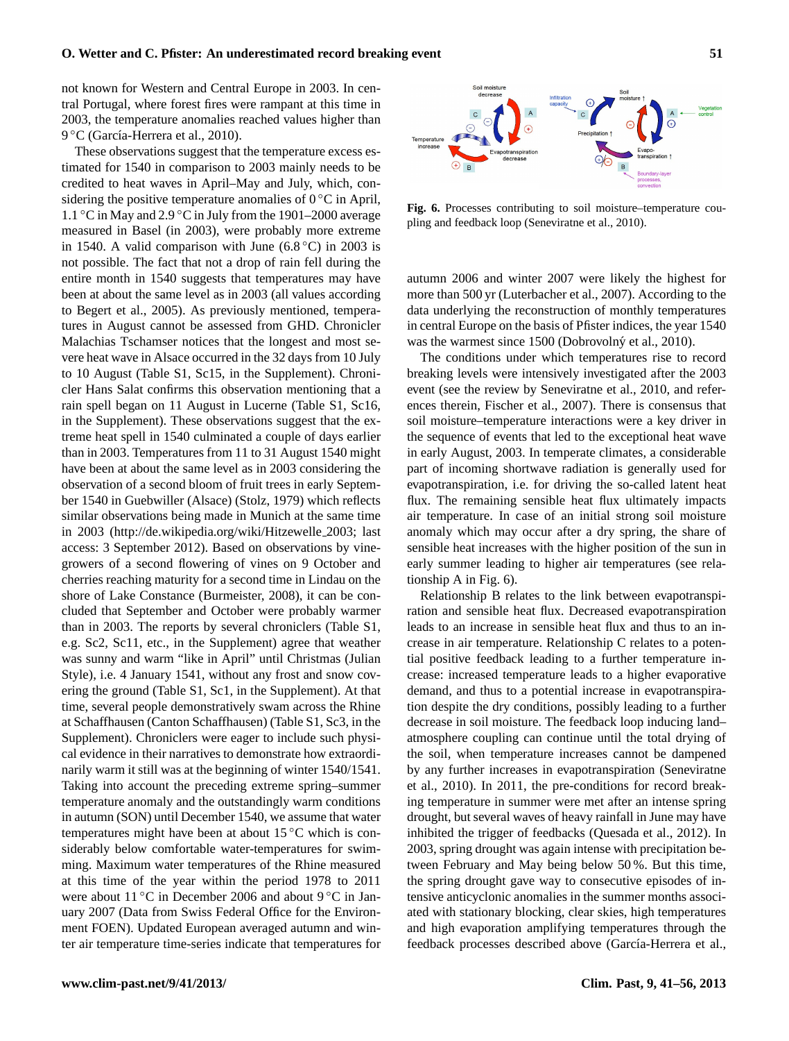not known for Western and Central Europe in 2003. In central Portugal, where forest fires were rampant at this time in 2003, the temperature anomalies reached values higher than 9 °C (García-Herrera et al., 2010).

These observations suggest that the temperature excess estimated for 1540 in comparison to 2003 mainly needs to be credited to heat waves in April–May and July, which, considering the positive temperature anomalies of 0 °C in April, 1.1 °C in May and 2.9 °C in July from the 1901–2000 average measured in Basel (in 2003), were probably more extreme in 1540. A valid comparison with June (6.8 °C) in 2003 is not possible. The fact that not a drop of rain fell during the entire month in 1540 suggests that temperatures may have been at about the same level as in 2003 (all values according to Begert et al., 2005). As previously mentioned, temperatures in August cannot be assessed from GHD. Chronicler Malachias Tschamser notices that the longest and most severe heat wave in Alsace occurred in the 32 days from 10 July to 10 August (Table S1, Sc15, in the Supplement). Chronicler Hans Salat confirms this observation mentioning that a rain spell began on 11 August in Lucerne (Table S1, Sc16, in the Supplement). These observations suggest that the extreme heat spell in 1540 culminated a couple of days earlier than in 2003. Temperatures from 11 to 31 August 1540 might have been at about the same level as in 2003 considering the observation of a second bloom of fruit trees in early September 1540 in Guebwiller (Alsace) (Stolz, 1979) which reflects similar observations being made in Munich at the same time in 2003 (http://de.wikipedia.org/wiki/Hitzewelle_2003; last access: 3 September 2012). Based on observations by vinegrowers of a second flowering of vines on 9 October and cherries reaching maturity for a second time in Lindau on the shore of Lake Constance (Burmeister, 2008), it can be concluded that September and October were probably warmer than in 2003. The reports by several chroniclers (Table S1, e.g. Sc2, Sc11, etc., in the Supplement) agree that weather was sunny and warm "like in April" until Christmas (Julian Style), i.e. 4 January 1541, without any frost and snow covering the ground (Table S1, Sc1, in the Supplement). At that time, several people demonstratively swam across the Rhine at Schaffhausen (Canton Schaffhausen) (Table S1, Sc3, in the Supplement). Chroniclers were eager to include such physical evidence in their narratives to demonstrate how extraordinarily warm it still was at the beginning of winter 1540/1541. Taking into account the preceding extreme spring–summer temperature anomaly and the outstandingly warm conditions in autumn (SON) until December 1540, we assume that water temperatures might have been at about 15 °C which is considerably below comfortable water-temperatures for swimming. Maximum water temperatures of the Rhine measured at this time of the year within the period 1978 to 2011 were about 11 °C in December 2006 and about 9 °C in January 2007 (Data from Swiss Federal Office for the Environment FOEN). Updated European averaged autumn and winter air temperature time-series indicate that temperatures for autumn 2006 and winter 2007 were likely the highest for more than 500 yr (Luterbacher et al., 2007). According to the data underlying the reconstruction of monthly temperatures in central Europe on the basis of Pfister indices, the year 1540 was the warmest since 1500 (Dobrovolný et al., 2010).

**Fig. 6.** Processes contributing to soil moisture–temperature coupling and feedback loop (Seneviratne et al., 2010).

The conditions under which temperatures rise to record breaking levels were intensively investigated after the 2003 event (see the review by Seneviratne et al., 2010, and references therein, Fischer et al., 2007). There is consensus that soil moisture–temperature interactions were a key driver in the sequence of events that led to the exceptional heat wave in early August, 2003. In temperate climates, a considerable part of incoming shortwave radiation is generally used for evapotranspiration, i.e. for driving the so-called latent heat flux. The remaining sensible heat flux ultimately impacts air temperature. In case of an initial strong soil moisture anomaly which may occur after a dry spring, the share of sensible heat increases with the higher position of the sun in early summer leading to higher air temperatures (see relationship A in Fig. 6).

Relationship B relates to the link between evapotranspiration and sensible heat flux. Decreased evapotranspiration leads to an increase in sensible heat flux and thus to an increase in air temperature. Relationship C relates to a potential positive feedback leading to a further temperature increase: increased temperature leads to a higher evaporative demand, and thus to a potential increase in evapotranspiration despite the dry conditions, possibly leading to a further decrease in soil moisture. The feedback loop inducing land–atmosphere coupling can continue until the total drying of the soil, when temperature increases cannot be dampened by any further increases in evapotranspiration (Seneviratne et al., 2010). In 2011, the pre-conditions for record breaking temperature in summer were met after an intense spring drought, but several waves of heavy rainfall in June may have inhibited the trigger of feedbacks (Quesada et al., 2012). In 2003, spring drought was again intense with precipitation between February and May being below 50 %. But this time, the spring drought gave way to consecutive episodes of intensive anticyclonic anomalies in the summer months associated with stationary blocking, clear skies, high temperatures and high evaporation amplifying temperatures through the feedback processes described above (García-Herrera et al.,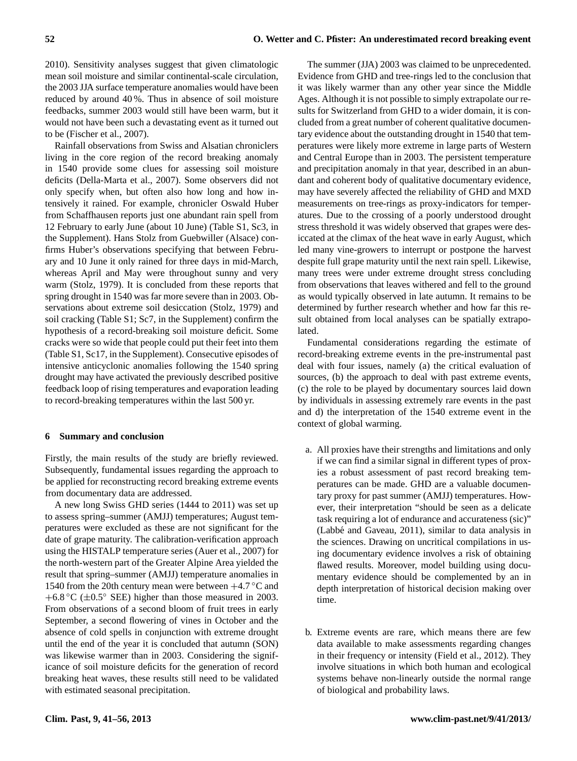2010). Sensitivity analyses suggest that given climatologic mean soil moisture and similar continental-scale circulation, the 2003 JJA surface temperature anomalies would have been reduced by around 40 %. Thus in absence of soil moisture feedbacks, summer 2003 would still have been warm, but it would not have been such a devastating event as it turned out to be (Fischer et al., 2007).

Rainfall observations from Swiss and Alsatian chroniclers living in the core region of the record breaking anomaly in 1540 provide some clues for assessing soil moisture deficits (Della-Marta et al., 2007). Some observers did not only specify when, but often also how long and how intensively it rained. For example, chronicler Oswald Huber from Schaffhausen reports just one abundant rain spell from 12 February to early June (about 10 June) (Table S1, Sc3, in the Supplement). Hans Stolz from Guebwiller (Alsace) confirms Huber's observations specifying that between February and 10 June it only rained for three days in mid-March, whereas April and May were throughout sunny and very warm (Stolz, 1979). It is concluded from these reports that spring drought in 1540 was far more severe than in 2003. Observations about extreme soil desiccation (Stolz, 1979) and soil cracking (Table S1; Sc7, in the Supplement) confirm the hypothesis of a record-breaking soil moisture deficit. Some cracks were so wide that people could put their feet into them (Table S1, Sc17, in the Supplement). Consecutive episodes of intensive anticyclonic anomalies following the 1540 spring drought may have activated the previously described positive feedback loop of rising temperatures and evaporation leading to record-breaking temperatures within the last 500 yr.

## 6 Summary and conclusion

Firstly, the main results of the study are briefly reviewed. Subsequently, fundamental issues regarding the approach to be applied for reconstructing record breaking extreme events from documentary data are addressed.

A new long Swiss GHD series (1444 to 2011) was set up to assess spring–summer (AMJJ) temperatures; August temperatures were excluded as these are not significant for the date of grape maturity. The calibration-verification approach using the HISTALP temperature series (Auer et al., 2007) for the north-western part of the Greater Alpine Area yielded the result that spring–summer (AMJJ) temperature anomalies in 1540 from the 20th century mean were between $+4.7\,^{\circ}$C and $+6.8\,^{\circ}$C ($\pm 0.5^{\circ}$ SEE) higher than those measured in 2003. From observations of a second bloom of fruit trees in early September, a second flowering of vines in October and the absence of cold spells in conjunction with extreme drought until the end of the year it is concluded that autumn (SON) was likewise warmer than in 2003. Considering the significance of soil moisture deficits for the generation of record breaking heat waves, these results still need to be validated with estimated seasonal precipitation.

The summer (JJA) 2003 was claimed to be unprecedented. Evidence from GHD and tree-rings led to the conclusion that it was likely warmer than any other year since the Middle Ages. Although it is not possible to simply extrapolate our results for Switzerland from GHD to a wider domain, it is concluded from a great number of coherent qualitative documentary evidence about the outstanding drought in 1540 that temperatures were likely more extreme in large parts of Western and Central Europe than in 2003. The persistent temperature and precipitation anomaly in that year, described in an abundant and coherent body of qualitative documentary evidence, may have severely affected the reliability of GHD and MXD measurements on tree-rings as proxy-indicators for temperatures. Due to the crossing of a poorly understood drought stress threshold it was widely observed that grapes were desiccated at the climax of the heat wave in early August, which led many vine-growers to interrupt or postpone the harvest despite full grape maturity until the next rain spell. Likewise, many trees were under extreme drought stress concluding from observations that leaves withered and fell to the ground as would typically observed in late autumn. It remains to be determined by further research whether and how far this result obtained from local analyses can be spatially extrapolated.

Fundamental considerations regarding the estimate of record-breaking extreme events in the pre-instrumental past deal with four issues, namely (a) the critical evaluation of sources, (b) the approach to deal with past extreme events, (c) the role to be played by documentary sources laid down by individuals in assessing extremely rare events in the past and d) the interpretation of the 1540 extreme event in the context of global warming.

a. All proxies have their strengths and limitations and only if we can find a similar signal in different types of proxies a robust assessment of past record breaking temperatures can be made. GHD are a valuable documentary proxy for past summer (AMJJ) temperatures. However, their interpretation "should be seen as a delicate task requiring a lot of endurance and accurateness (sic)" (Labbé and Gaveau, 2011), similar to data analysis in the sciences. Drawing on uncritical compilations in using documentary evidence involves a risk of obtaining flawed results. Moreover, model building using documentary evidence should be complemented by an in depth interpretation of historical decision making over time.

b. Extreme events are rare, which means there are few data available to make assessments regarding changes in their frequency or intensity (Field et al., 2012). They involve situations in which both human and ecological systems behave non-linearly outside the normal range of biological and probability laws.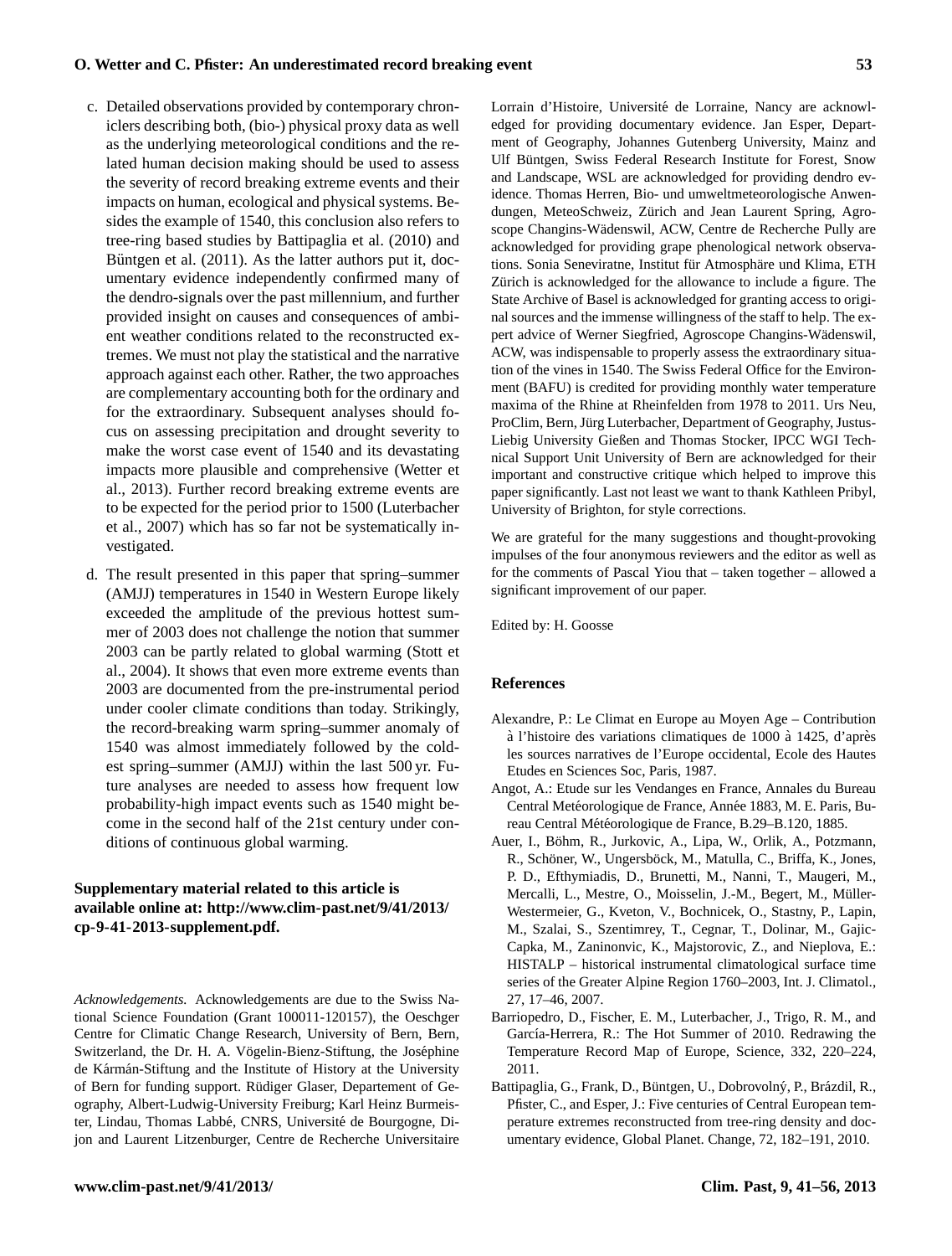c. Detailed observations provided by contemporary chroniclers describing both, (bio-) physical proxy data as well as the underlying meteorological conditions and the related human decision making should be used to assess the severity of record breaking extreme events and their impacts on human, ecological and physical systems. Besides the example of 1540, this conclusion also refers to tree-ring based studies by Battipaglia et al. (2010) and Büntgen et al. (2011). As the latter authors put it, documentary evidence independently confirmed many of the dendro-signals over the past millennium, and further provided insight on causes and consequences of ambient weather conditions related to the reconstructed extremes. We must not play the statistical and the narrative approach against each other. Rather, the two approaches are complementary accounting both for the ordinary and for the extraordinary. Subsequent analyses should focus on assessing precipitation and drought severity to make the worst case event of 1540 and its devastating impacts more plausible and comprehensive (Wetter et al., 2013). Further record breaking extreme events are to be expected for the period prior to 1500 (Luterbacher et al., 2007) which has so far not been systematically investigated.

d. The result presented in this paper that spring–summer (AMJJ) temperatures in 1540 in Western Europe likely exceeded the amplitude of the previous hottest summer of 2003 does not challenge the notion that summer 2003 can be partly related to global warming (Stott et al., 2004). It shows that even more extreme events than 2003 are documented from the pre-instrumental period under cooler climate conditions than today. Strikingly, the record-breaking warm spring–summer anomaly of 1540 was almost immediately followed by the coldest spring–summer (AMJJ) within the last 500 yr. Future analyses are needed to assess how frequent low probability-high impact events such as 1540 might become in the second half of the 21st century under conditions of continuous global warming.

**Supplementary material related to this article is available online at: http://www.clim-past.net/9/41/2013/cp-9-41-2013-supplement.pdf.**

*Acknowledgements.* Acknowledgements are due to the Swiss National Science Foundation (Grant 100011-120157), the Oeschger Centre for Climatic Change Research, University of Bern, Bern, Switzerland, the Dr. H. A. Vögelin-Bienz-Stiftung, the Joséphine de Kármán-Stiftung and the Institute of History at the University of Bern for funding support. Rüdiger Glaser, Departement of Geography, Albert-Ludwig-University Freiburg; Karl Heinz Burmeister, Lindau, Thomas Labbé, CNRS, Université de Bourgogne, Dijon and Laurent Litzenburger, Centre de Recherche Universitaire Lorrain d'Histoire, Université de Lorraine, Nancy are acknowledged for providing documentary evidence. Jan Esper, Department of Geography, Johannes Gutenberg University, Mainz and Ulf Büntgen, Swiss Federal Research Institute for Forest, Snow and Landscape, WSL are acknowledged for providing dendro evidence. Thomas Herren, Bio- und umweltmeteorologische Anwendungen, MeteoSchweiz, Zürich and Jean Laurent Spring, Agroscope Changins-Wädenswil, ACW, Centre de Recherche Pully are acknowledged for providing grape phenological network observations. Sonia Seneviratne, Institut für Atmosphäre und Klima, ETH Zürich is acknowledged for the allowance to include a figure. The State Archive of Basel is acknowledged for granting access to original sources and the immense willingness of the staff to help. The expert advice of Werner Siegfried, Agroscope Changins-Wädenswil, ACW, was indispensable to properly assess the extraordinary situation of the vines in 1540. The Swiss Federal Office for the Environment (BAFU) is credited for providing monthly water temperature maxima of the Rhine at Rheinfelden from 1978 to 2011. Urs Neu, ProClim, Bern, Jürg Luterbacher, Department of Geography, Justus-Liebig University Gießen and Thomas Stocker, IPCC WGI Technical Support Unit University of Bern are acknowledged for their important and constructive critique which helped to improve this paper significantly. Last not least we want to thank Kathleen Pribyl, University of Brighton, for style corrections.

We are grateful for the many suggestions and thought-provoking impulses of the four anonymous reviewers and the editor as well as for the comments of Pascal Yiou that – taken together – allowed a significant improvement of our paper.

Edited by: H. Goosse

## References

Alexandre, P.: Le Climat en Europe au Moyen Age – Contribution à l'histoire des variations climatiques de 1000 à 1425, d'après les sources narratives de l'Europe occidental, Ecole des Hautes Etudes en Sciences Soc, Paris, 1987.

Angot, A.: Etude sur les Vendanges en France, Annales du Bureau Central Metéorologique de France, Année 1883, M. E. Paris, Bureau Central Météorologique de France, B.29–B.120, 1885.

Auer, I., Böhm, R., Jurkovic, A., Lipa, W., Orlik, A., Potzmann, R., Schöner, W., Ungersböck, M., Matulla, C., Briffa, K., Jones, P. D., Efthymiadis, D., Brunetti, M., Nanni, T., Maugeri, M., Mercalli, L., Mestre, O., Moisselin, J.-M., Begert, M., Müller-Westermeier, G., Kveton, V., Bochnicek, O., Stastny, P., Lapin, M., Szalai, S., Szentimrey, T., Cegnar, T., Dolinar, M., Gajic-Capka, M., Zaninonvic, K., Majstorovic, Z., and Nieplova, E.: HISTALP – historical instrumental climatological surface time series of the Greater Alpine Region 1760–2003, Int. J. Climatol., 27, 17–46, 2007.

Barriopedro, D., Fischer, E. M., Luterbacher, J., Trigo, R. M., and García-Herrera, R.: The Hot Summer of 2010. Redrawing the Temperature Record Map of Europe, Science, 332, 220–224, 2011.

Battipaglia, G., Frank, D., Büntgen, U., Dobrovolný, P., Brázdil, R., Pfister, C., and Esper, J.: Five centuries of Central European temperature extremes reconstructed from tree-ring density and documentary evidence, Global Planet. Change, 72, 182–191, 2010.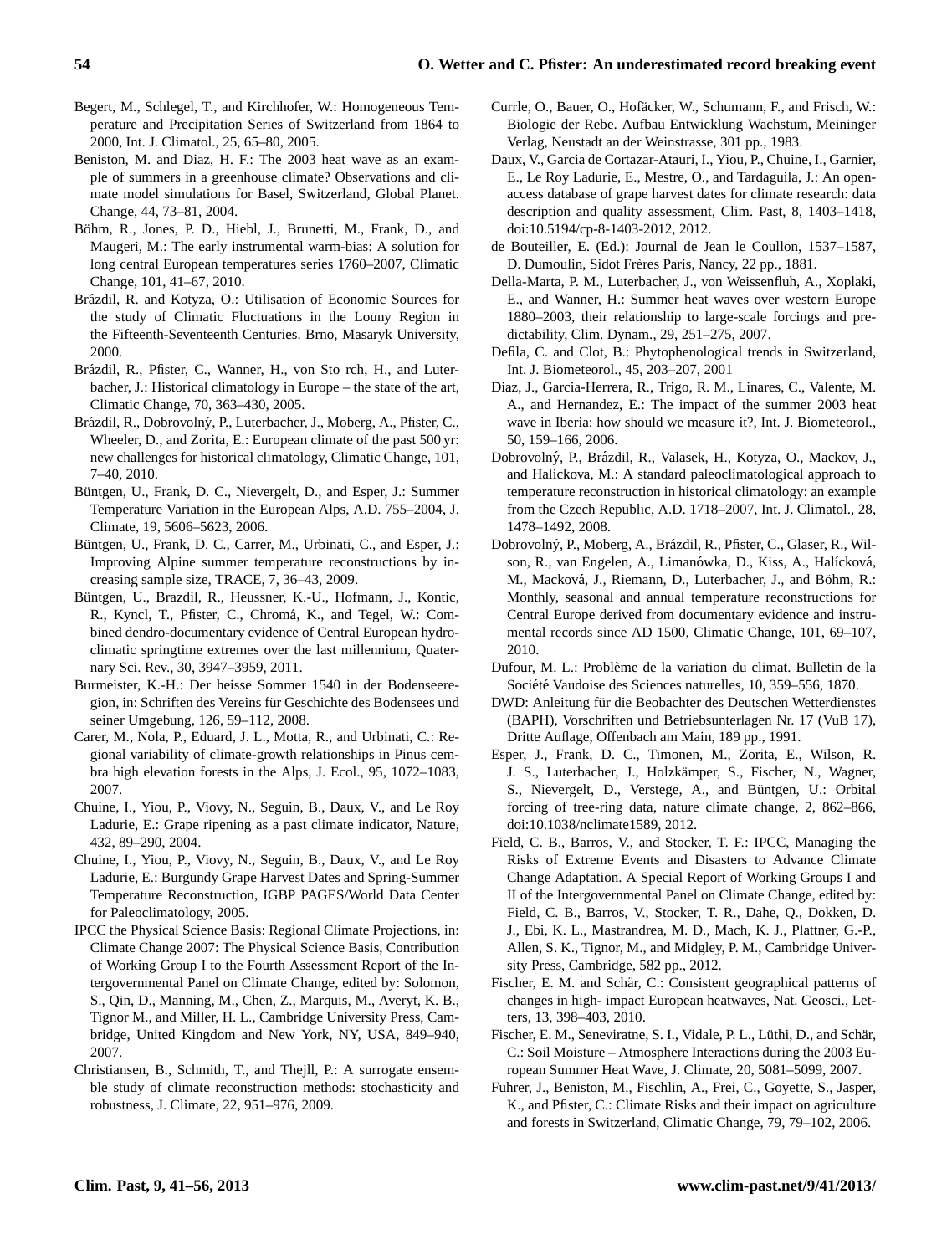Begert, M., Schlegel, T., and Kirchhofer, W.: Homogeneous Temperature and Precipitation Series of Switzerland from 1864 to 2000, Int. J. Climatol., 25, 65–80, 2005.

Beniston, M. and Diaz, H. F.: The 2003 heat wave as an example of summers in a greenhouse climate? Observations and climate model simulations for Basel, Switzerland, Global Planet. Change, 44, 73–81, 2004.

Böhm, R., Jones, P. D., Hiebl, J., Brunetti, M., Frank, D., and Maugeri, M.: The early instrumental warm-bias: A solution for long central European temperatures series 1760–2007, Climatic Change, 101, 41–67, 2010.

Brázdil, R. and Kotyza, O.: Utilisation of Economic Sources for the study of Climatic Fluctuations in the Louny Region in the Fifteenth-Seventeenth Centuries. Brno, Masaryk University, 2000.

Brázdil, R., Pfister, C., Wanner, H., von Sto rch, H., and Luterbacher, J.: Historical climatology in Europe – the state of the art, Climatic Change, 70, 363–430, 2005.

Brázdil, R., Dobrovolný, P., Luterbacher, J., Moberg, A., Pfister, C., Wheeler, D., and Zorita, E.: European climate of the past 500 yr: new challenges for historical climatology, Climatic Change, 101, 7–40, 2010.

Büntgen, U., Frank, D. C., Nievergelt, D., and Esper, J.: Summer Temperature Variation in the European Alps, A.D. 755–2004, J. Climate, 19, 5606–5623, 2006.

Büntgen, U., Frank, D. C., Carrer, M., Urbinati, C., and Esper, J.: Improving Alpine summer temperature reconstructions by increasing sample size, TRACE, 7, 36–43, 2009.

Büntgen, U., Brazdil, R., Heussner, K.-U., Hofmann, J., Kontic, R., Kyncl, T., Pfister, C., Chromá, K., and Tegel, W.: Combined dendro-documentary evidence of Central European hydroclimatic springtime extremes over the last millennium, Quaternary Sci. Rev., 30, 3947–3959, 2011.

Burmeister, K.-H.: Der heisse Sommer 1540 in der Bodenseeregion, in: Schriften des Vereins für Geschichte des Bodensees und seiner Umgebung, 126, 59–112, 2008.

Carer, M., Nola, P., Eduard, J. L., Motta, R., and Urbinati, C.: Regional variability of climate-growth relationships in Pinus cembra high elevation forests in the Alps, J. Ecol., 95, 1072–1083, 2007.

Chuine, I., Yiou, P., Viovy, N., Seguin, B., Daux, V., and Le Roy Ladurie, E.: Grape ripening as a past climate indicator, Nature, 432, 89–290, 2004.

Chuine, I., Yiou, P., Viovy, N., Seguin, B., Daux, V., and Le Roy Ladurie, E.: Burgundy Grape Harvest Dates and Spring-Summer Temperature Reconstruction, IGBP PAGES/World Data Center for Paleoclimatology, 2005.

IPCC the Physical Science Basis: Regional Climate Projections, in: Climate Change 2007: The Physical Science Basis, Contribution of Working Group I to the Fourth Assessment Report of the Intergovernmental Panel on Climate Change, edited by: Solomon, S., Qin, D., Manning, M., Chen, Z., Marquis, M., Averyt, K. B., Tignor M., and Miller, H. L., Cambridge University Press, Cambridge, United Kingdom and New York, NY, USA, 849–940, 2007.

Christiansen, B., Schmith, T., and Thejll, P.: A surrogate ensemble study of climate reconstruction methods: stochasticity and robustness, J. Climate, 22, 951–976, 2009.

Currle, O., Bauer, O., Hofäcker, W., Schumann, F., and Frisch, W.: Biologie der Rebe. Aufbau Entwicklung Wachstum, Meininger Verlag, Neustadt an der Weinstrasse, 301 pp., 1983.

Daux, V., Garcia de Cortazar-Atauri, I., Yiou, P., Chuine, I., Garnier, E., Le Roy Ladurie, E., Mestre, O., and Tardaguila, J.: An open-access database of grape harvest dates for climate research: data description and quality assessment, Clim. Past, 8, 1403–1418, doi:10.5194/cp-8-1403-2012, 2012.

de Bouteiller, E. (Ed.): Journal de Jean le Coullon, 1537–1587, D. Dumoulin, Sidot Frères Paris, Nancy, 22 pp., 1881.

Della-Marta, P. M., Luterbacher, J., von Weissenfluh, A., Xoplaki, E., and Wanner, H.: Summer heat waves over western Europe 1880–2003, their relationship to large-scale forcings and predictability, Clim. Dynam., 29, 251–275, 2007.

Defila, C. and Clot, B.: Phytophenological trends in Switzerland, Int. J. Biometeorol., 45, 203–207, 2001

Diaz, J., Garcia-Herrera, R., Trigo, R. M., Linares, C., Valente, M. A., and Hernandez, E.: The impact of the summer 2003 heat wave in Iberia: how should we measure it?, Int. J. Biometeorol., 50, 159–166, 2006.

Dobrovolný, P., Brázdil, R., Valasek, H., Kotyza, O., Mackov, J., and Halickova, M.: A standard paleoclimatological approach to temperature reconstruction in historical climatology: an example from the Czech Republic, A.D. 1718–2007, Int. J. Climatol., 28, 1478–1492, 2008.

Dobrovolný, P., Moberg, A., Brázdil, R., Pfister, C., Glaser, R., Wilson, R., van Engelen, A., Limanówka, D., Kiss, A., Halícková, M., Macková, J., Riemann, D., Luterbacher, J., and Böhm, R.: Monthly, seasonal and annual temperature reconstructions for Central Europe derived from documentary evidence and instrumental records since AD 1500, Climatic Change, 101, 69–107, 2010.

Dufour, M. L.: Problème de la variation du climat. Bulletin de la Société Vaudoise des Sciences naturelles, 10, 359–556, 1870.

DWD: Anleitung für die Beobachter des Deutschen Wetterdienstes (BAPH), Vorschriften und Betriebsunterlagen Nr. 17 (VuB 17), Dritte Auflage, Offenbach am Main, 189 pp., 1991.

Esper, J., Frank, D. C., Timonen, M., Zorita, E., Wilson, R. J. S., Luterbacher, J., Holzkämper, S., Fischer, N., Wagner, S., Nievergelt, D., Verstege, A., and Büntgen, U.: Orbital forcing of tree-ring data, nature climate change, 2, 862–866, doi:10.1038/nclimate1589, 2012.

Field, C. B., Barros, V., and Stocker, T. F.: IPCC, Managing the Risks of Extreme Events and Disasters to Advance Climate Change Adaptation. A Special Report of Working Groups I and II of the Intergovernmental Panel on Climate Change, edited by: Field, C. B., Barros, V., Stocker, T. R., Dahe, Q., Dokken, D. J., Ebi, K. L., Mastrandrea, M. D., Mach, K. J., Plattner, G.-P., Allen, S. K., Tignor, M., and Midgley, P. M., Cambridge University Press, Cambridge, 582 pp., 2012.

Fischer, E. M. and Schär, C.: Consistent geographical patterns of changes in high- impact European heatwaves, Nat. Geosci., Letters, 13, 398–403, 2010.

Fischer, E. M., Seneviratne, S. I., Vidale, P. L., Lüthi, D., and Schär, C.: Soil Moisture – Atmosphere Interactions during the 2003 European Summer Heat Wave, J. Climate, 20, 5081–5099, 2007.

Fuhrer, J., Beniston, M., Fischlin, A., Frei, C., Goyette, S., Jasper, K., and Pfister, C.: Climate Risks and their impact on agriculture and forests in Switzerland, Climatic Change, 79, 79–102, 2006.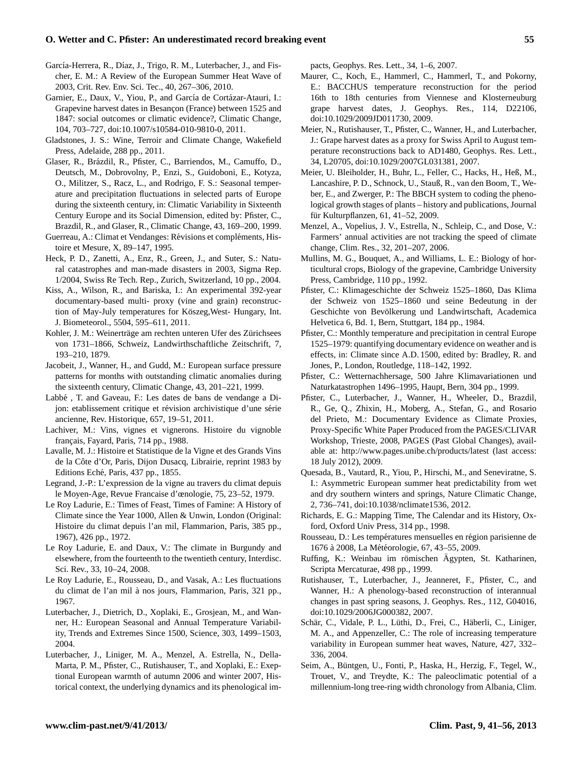García-Herrera, R., Díaz, J., Trigo, R. M., Luterbacher, J., and Fischer, E. M.: A Review of the European Summer Heat Wave of 2003, Crit. Rev. Env. Sci. Tec., 40, 267–306, 2010.

Garnier, E., Daux, V., Yiou, P., and García de Cortázar-Atauri, I.: Grapevine harvest dates in Besançon (France) between 1525 and 1847: social outcomes or climatic evidence?, Climatic Change, 104, 703–727, doi:10.1007/s10584-010-9810-0, 2011.

Gladstones, J. S.: Wine, Terroir and Climate Change, Wakefield Press, Adelaide, 288 pp., 2011.

Glaser, R., Brázdil, R., Pfister, C., Barriendos, M., Camuffo, D., Deutsch, M., Dobrovolny, P., Enzi, S., Guidoboni, E., Kotyza, O., Militzer, S., Racz, L., and Rodrigo, F. S.: Seasonal temperature and precipitation fluctuations in selected parts of Europe during the sixteenth century, in: Climatic Variability in Sixteenth Century Europe and its Social Dimension, edited by: Pfister, C., Brazdil, R., and Glaser, R., Climatic Change, 43, 169–200, 1999.

Guerreau, A.: Climat et Vendanges: Révisions et compléments, Histoire et Mesure, X, 89–147, 1995.

Heck, P. D., Zanetti, A., Enz, R., Green, J., and Suter, S.: Natural catastrophes and man-made disasters in 2003, Sigma Rep. 1/2004, Swiss Re Tech. Rep., Zurich, Switzerland, 10 pp., 2004.

Kiss, A., Wilson, R., and Bariska, I.: An experimental 392-year documentary-based multi- proxy (vine and grain) reconstruction of May-July temperatures for Köszeg,West- Hungary, Int. J. Biometeorol., 5504, 595–611, 2011.

Kohler, J. M.: Weinerträge am rechten unteren Ufer des Zürichsees von 1731–1866, Schweiz, Landwirthschaftliche Zeitschrift, 7, 193–210, 1879.

Jacobeit, J., Wanner, H., and Gudd, M.: European surface pressure patterns for months with outstanding climatic anomalies during the sixteenth century, Climatic Change, 43, 201–221, 1999.

Labbé , T. and Gaveau, F.: Les dates de bans de vendange a Dijon: etablissement critique et révision archivistique d'une série ancienne, Rev. Historique, 657, 19–51, 2011.

Lachiver, M.: Vins, vignes et vignerons. Histoire du vignoble français, Fayard, Paris, 714 pp., 1988.

Lavalle, M. J.: Histoire et Statistique de la Vigne et des Grands Vins de la Côte d'Or, Paris, Dijon Dusacq, Librairie, reprint 1983 by Editions Eché, Paris, 437 pp., 1855.

Legrand, J.-P.: L'expression de la vigne au travers du climat depuis le Moyen-Age, Revue Francaise d'œnologie, 75, 23–52, 1979.

Le Roy Ladurie, E.: Times of Feast, Times of Famine: A History of Climate since the Year 1000, Allen & Unwin, London (Original: Histoire du climat depuis l'an mil, Flammarion, Paris, 385 pp., 1967), 426 pp., 1972.

Le Roy Ladurie, E. and Daux, V.: The climate in Burgundy and elsewhere, from the fourteenth to the twentieth century, Interdisc. Sci. Rev., 33, 10–24, 2008.

Le Roy Ladurie, E., Rousseau, D., and Vasak, A.: Les fluctuations du climat de l'an mil à nos jours, Flammarion, Paris, 321 pp., 1967.

Luterbacher, J., Dietrich, D., Xoplaki, E., Grosjean, M., and Wanner, H.: European Seasonal and Annual Temperature Variability, Trends and Extremes Since 1500, Science, 303, 1499–1503, 2004.

Luterbacher, J., Liniger, M. A., Menzel, A. Estrella, N., Della-Marta, P. M., Pfister, C., Rutishauser, T., and Xoplaki, E.: Exeptional European warmth of autumn 2006 and winter 2007, Historical context, the underlying dynamics and its phenological impacts, Geophys. Res. Lett., 34, 1–6, 2007.

Maurer, C., Koch, E., Hammerl, C., Hammerl, T., and Pokorny, E.: BACCHUS temperature reconstruction for the period 16th to 18th centuries from Viennese and Klosterneuburg grape harvest dates, J. Geophys. Res., 114, D22106, doi:10.1029/2009JD011730, 2009.

Meier, N., Rutishauser, T., Pfister, C., Wanner, H., and Luterbacher, J.: Grape harvest dates as a proxy for Swiss April to August temperature reconstructions back to AD1480, Geophys. Res. Lett., 34, L20705, doi:10.1029/2007GL031381, 2007.

Meier, U. Bleiholder, H., Buhr, L., Feller, C., Hacks, H., Heß, M., Lancashire, P. D., Schnock, U., Stauß, R., van den Boom, T., Weber, E., and Zwerger, P.: The BBCH system to coding the phenological growth stages of plants – history and publications, Journal für Kulturpflanzen, 61, 41–52, 2009.

Menzel, A., Vopelius, J. V., Estrella, N., Schleip, C., and Dose, V.: Farmers' annual activities are not tracking the speed of climate change, Clim. Res., 32, 201–207, 2006.

Mullins, M. G., Bouquet, A., and Williams, L. E.: Biology of horticultural crops, Biology of the grapevine, Cambridge University Press, Cambridge, 110 pp., 1992.

Pfister, C.: Klimageschichte der Schweiz 1525–1860, Das Klima der Schweiz von 1525–1860 und seine Bedeutung in der Geschichte von Bevölkerung und Landwirtschaft, Academica Helvetica 6, Bd. 1, Bern, Stuttgart, 184 pp., 1984.

Pfister, C.: Monthly temperature and precipitation in central Europe 1525–1979: quantifying documentary evidence on weather and is effects, in: Climate since A.D. 1500, edited by: Bradley, R. and Jones, P., London, Routledge, 118–142, 1992.

Pfister, C.: Wetternachhersage, 500 Jahre Klimavariationen und Naturkatastrophen 1496–1995, Haupt, Bern, 304 pp., 1999.

Pfister, C., Luterbacher, J., Wanner, H., Wheeler, D., Brazdil, R., Ge, Q., Zhixin, H., Moberg, A., Stefan, G., and Rosario del Prieto, M.: Documentary Evidence as Climate Proxies, Proxy-Specific White Paper Produced from the PAGES/CLIVAR Workshop, Trieste, 2008, PAGES (Past Global Changes), available at: http://www.pages.unibe.ch/products/latest (last access: 18 July 2012), 2009.

Quesada, B., Vautard, R., Yiou, P., Hirschi, M., and Seneviratne, S. I.: Asymmetric European summer heat predictability from wet and dry southern winters and springs, Nature Climatic Change, 2, 736–741, doi:10.1038/nclimate1536, 2012.

Richards, E. G.: Mapping Time, The Calendar and its History, Oxford, Oxford Univ Press, 314 pp., 1998.

Rousseau, D.: Les températures mensuelles en région parisienne de 1676 à 2008, La Météorologie, 67, 43–55, 2009.

Ruffing, K.: Weinbau im römischen Ägypten, St. Katharinen, Scripta Mercaturae, 498 pp., 1999.

Rutishauser, T., Luterbacher, J., Jeanneret, F., Pfister, C., and Wanner, H.: A phenology-based reconstruction of interannual changes in past spring seasons, J. Geophys. Res., 112, G04016, doi:10.1029/2006JG000382, 2007.

Schär, C., Vidale, P. L., Lüthi, D., Frei, C., Häberli, C., Liniger, M. A., and Appenzeller, C.: The role of increasing temperature variability in European summer heat waves, Nature, 427, 332–336, 2004.

Seim, A., Büntgen, U., Fonti, P., Haska, H., Herzig, F., Tegel, W., Trouet, V., and Treydte, K.: The paleoclimatic potential of a millennium-long tree-ring width chronology from Albania, Clim.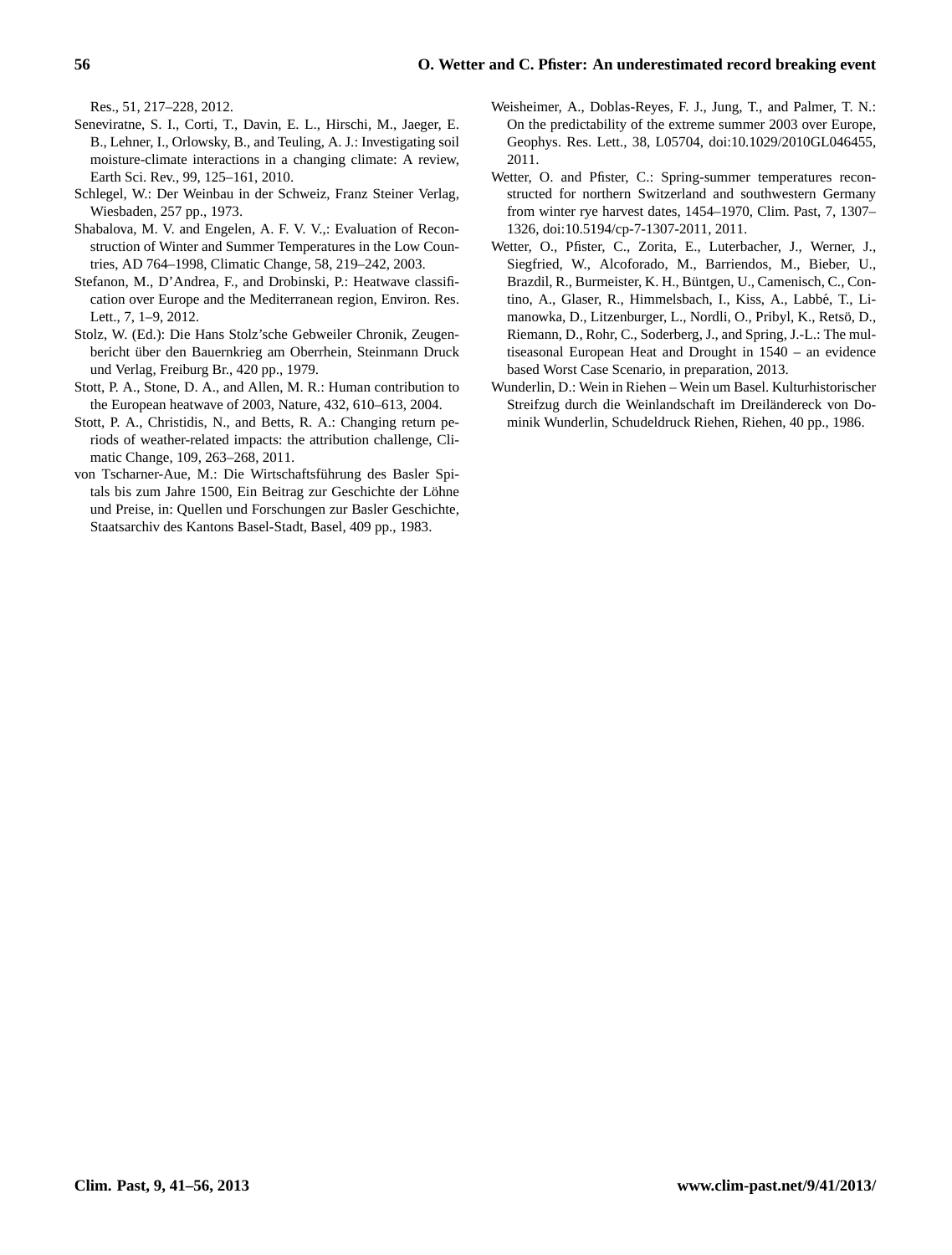Res., 51, 217–228, 2012.

Seneviratne, S. I., Corti, T., Davin, E. L., Hirschi, M., Jaeger, E. B., Lehner, I., Orlowsky, B., and Teuling, A. J.: Investigating soil moisture-climate interactions in a changing climate: A review, Earth Sci. Rev., 99, 125–161, 2010.

Schlegel, W.: Der Weinbau in der Schweiz, Franz Steiner Verlag, Wiesbaden, 257 pp., 1973.

Shabalova, M. V. and Engelen, A. F. V. V.,: Evaluation of Reconstruction of Winter and Summer Temperatures in the Low Countries, AD 764–1998, Climatic Change, 58, 219–242, 2003.

Stefanon, M., D'Andrea, F., and Drobinski, P.: Heatwave classification over Europe and the Mediterranean region, Environ. Res. Lett., 7, 1–9, 2012.

Stolz, W. (Ed.): Die Hans Stolz'sche Gebweiler Chronik, Zeugenbericht über den Bauernkrieg am Oberrhein, Steinmann Druck und Verlag, Freiburg Br., 420 pp., 1979.

Stott, P. A., Stone, D. A., and Allen, M. R.: Human contribution to the European heatwave of 2003, Nature, 432, 610–613, 2004.

Stott, P. A., Christidis, N., and Betts, R. A.: Changing return periods of weather-related impacts: the attribution challenge, Climatic Change, 109, 263–268, 2011.

von Tscharner-Aue, M.: Die Wirtschaftsführung des Basler Spitals bis zum Jahre 1500, Ein Beitrag zur Geschichte der Löhne und Preise, in: Quellen und Forschungen zur Basler Geschichte, Staatsarchiv des Kantons Basel-Stadt, Basel, 409 pp., 1983.

Weisheimer, A., Doblas-Reyes, F. J., Jung, T., and Palmer, T. N.: On the predictability of the extreme summer 2003 over Europe, Geophys. Res. Lett., 38, L05704, doi:10.1029/2010GL046455, 2011.

Wetter, O. and Pfister, C.: Spring-summer temperatures reconstructed for northern Switzerland and southwestern Germany from winter rye harvest dates, 1454–1970, Clim. Past, 7, 1307–1326, doi:10.5194/cp-7-1307-2011, 2011.

Wetter, O., Pfister, C., Zorita, E., Luterbacher, J., Werner, J., Siegfried, W., Alcoforado, M., Barriendos, M., Bieber, U., Brazdil, R., Burmeister, K. H., Büntgen, U., Camenisch, C., Contino, A., Glaser, R., Himmelsbach, I., Kiss, A., Labbé, T., Limanowka, D., Litzenburger, L., Nordli, O., Pribyl, K., Retsö, D., Riemann, D., Rohr, C., Soderberg, J., and Spring, J.-L.: The multiseasonal European Heat and Drought in 1540 – an evidence based Worst Case Scenario, in preparation, 2013.

Wunderlin, D.: Wein in Riehen – Wein um Basel. Kulturhistorischer Streifzug durch die Weinlandschaft im Dreiländereck von Dominik Wunderlin, Schudeldruck Riehen, Riehen, 40 pp., 1986.